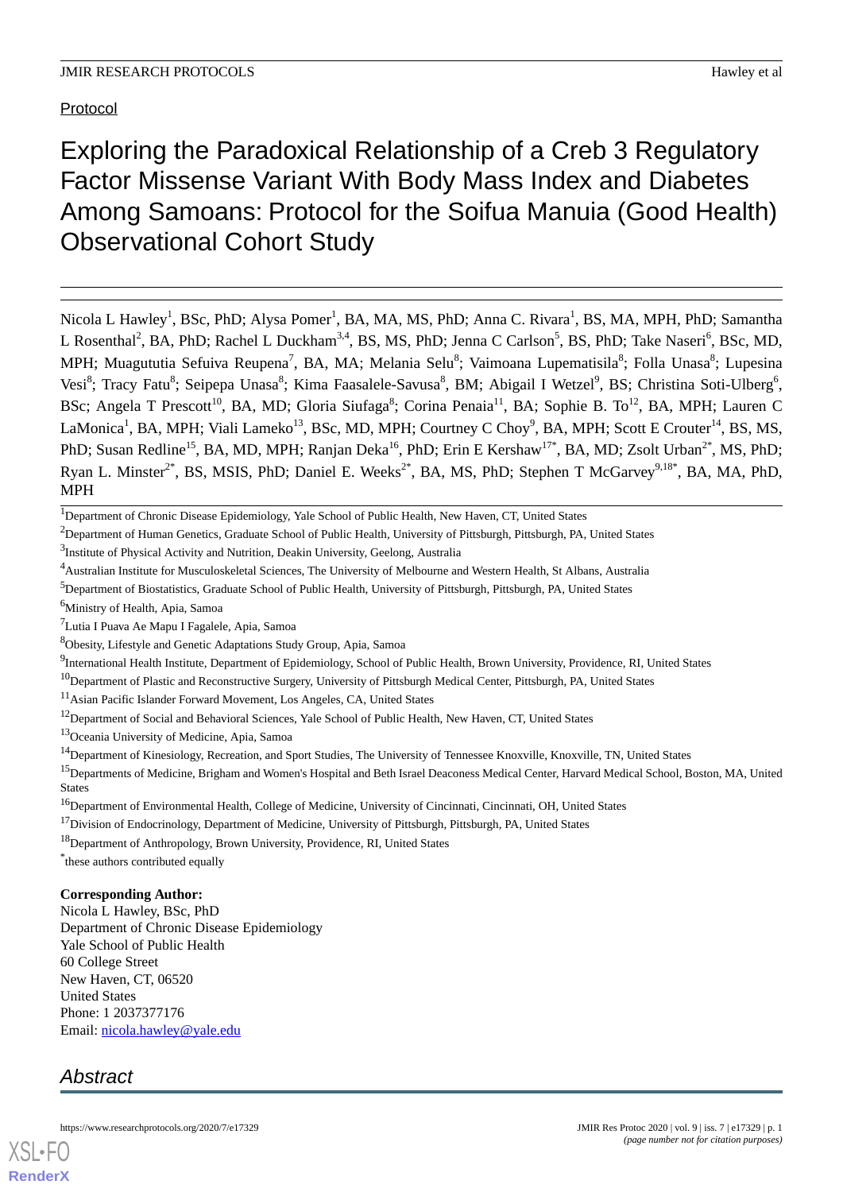Protocol

# Exploring the Paradoxical Relationship of a Creb 3 Regulatory Factor Missense Variant With Body Mass Index and Diabetes Among Samoans: Protocol for the Soifua Manuia (Good Health) Observational Cohort Study

Nicola L Hawley[1], BSc, PhD; Alysa Pomer[1], BA, MA, MS, PhD; Anna C. Rivara[1], BS, MA, MPH, PhD; Samantha L Rosenthal[2], BA, PhD; Rachel L Duckham[3,4], BS, MS, PhD; Jenna C Carlson[5], BS, PhD; Take Naseri[6], BSc, MD, MPH; Muagututia Sefuiva Reupena[7], BA, MA; Melania Selu[8]; Vaimoana Lupematisila[8]; Folla Unasa[8]; Lupesina Vesi[8]; Tracy Fatu[8]; Seipepa Unasa[8]; Kima Faasalele-Savusa[8], BM; Abigail I Wetzel[9], BS; Christina Soti-Ulberg[6], BSc; Angela T Prescott[10], BA, MD; Gloria Siufaga[8]; Corina Penaia[11], BA; Sophie B. To[12], BA, MPH; Lauren C LaMonica[1], BA, MPH; Viali Lameko[13], BSc, MD, MPH; Courtney C Choy[9], BA, MPH; Scott E Crouter[14], BS, MS, PhD; Susan Redline[15], BA, MD, MPH; Ranjan Deka[16], PhD; Erin E Kershaw[17*], BA, MD; Zsolt Urban[2*], MS, PhD; Ryan L. Minster[2*], BS, MSIS, PhD; Daniel E. Weeks[2*], BA, MS, PhD; Stephen T McGarvey[9,18*], BA, MA, PhD, MPH

[1]Department of Chronic Disease Epidemiology, Yale School of Public Health, New Haven, CT, United States

[2]Department of Human Genetics, Graduate School of Public Health, University of Pittsburgh, Pittsburgh, PA, United States

[3]Institute of Physical Activity and Nutrition, Deakin University, Geelong, Australia

[4]Australian Institute for Musculoskeletal Sciences, The University of Melbourne and Western Health, St Albans, Australia

[5]Department of Biostatistics, Graduate School of Public Health, University of Pittsburgh, Pittsburgh, PA, United States

[6]Ministry of Health, Apia, Samoa

[7]Lutia I Puava Ae Mapu I Fagalele, Apia, Samoa

[8]Obesity, Lifestyle and Genetic Adaptations Study Group, Apia, Samoa

[9]International Health Institute, Department of Epidemiology, School of Public Health, Brown University, Providence, RI, United States

[10]Department of Plastic and Reconstructive Surgery, University of Pittsburgh Medical Center, Pittsburgh, PA, United States

[11]Asian Pacific Islander Forward Movement, Los Angeles, CA, United States

[12]Department of Social and Behavioral Sciences, Yale School of Public Health, New Haven, CT, United States

[13]Oceania University of Medicine, Apia, Samoa

[14]Department of Kinesiology, Recreation, and Sport Studies, The University of Tennessee Knoxville, Knoxville, TN, United States

[15]Departments of Medicine, Brigham and Women's Hospital and Beth Israel Deaconess Medical Center, Harvard Medical School, Boston, MA, United States

[16]Department of Environmental Health, College of Medicine, University of Cincinnati, Cincinnati, OH, United States

[17]Division of Endocrinology, Department of Medicine, University of Pittsburgh, Pittsburgh, PA, United States

[18]Department of Anthropology, Brown University, Providence, RI, United States

*these authors contributed equally

**Corresponding Author:**
Nicola L Hawley, BSc, PhD
Department of Chronic Disease Epidemiology
Yale School of Public Health
60 College Street
New Haven, CT, 06520
United States
Phone: 1 2037377176
Email: nicola.hawley@yale.edu

## Abstract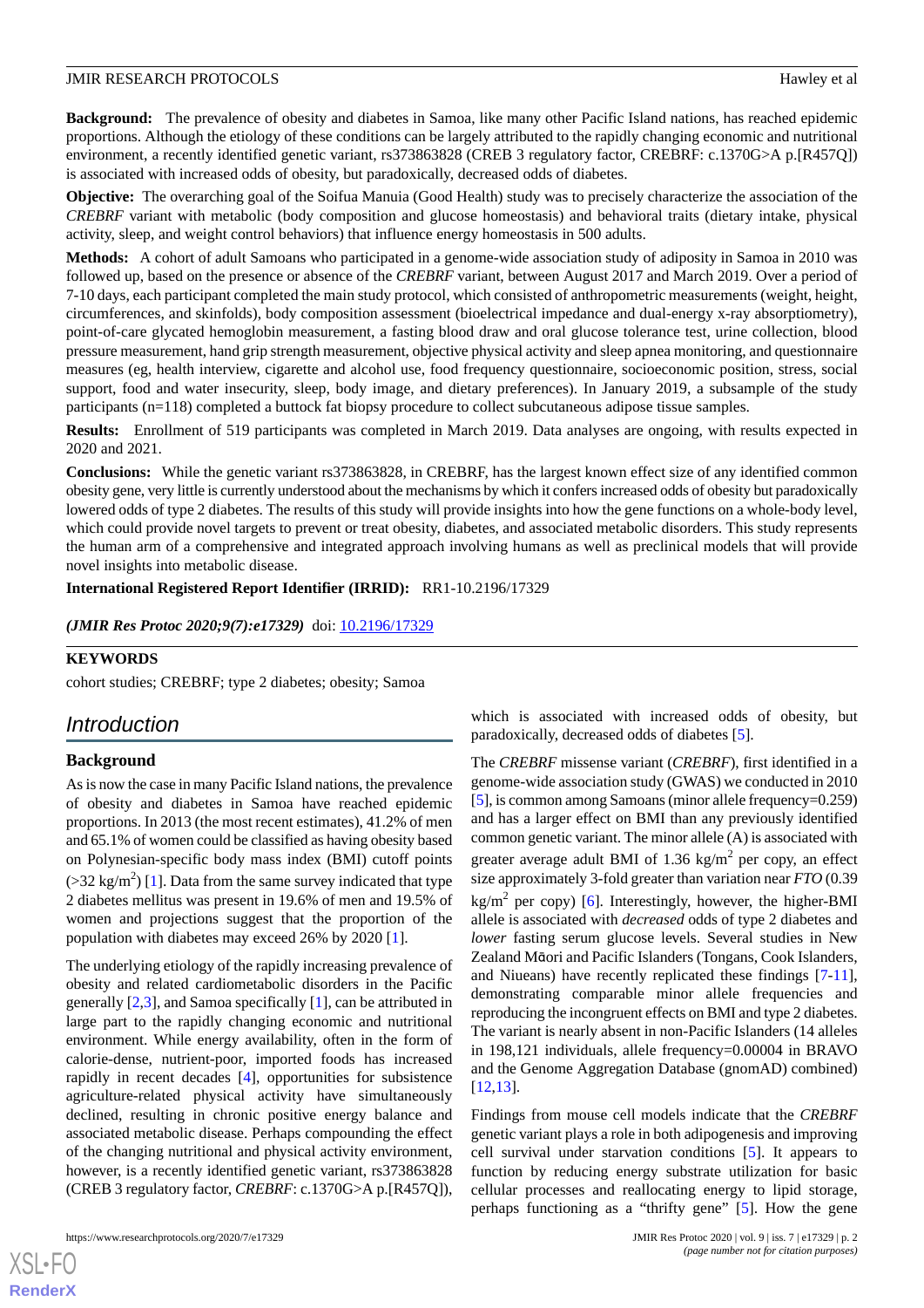**Background:** The prevalence of obesity and diabetes in Samoa, like many other Pacific Island nations, has reached epidemic proportions. Although the etiology of these conditions can be largely attributed to the rapidly changing economic and nutritional environment, a recently identified genetic variant, rs373863828 (CREB 3 regulatory factor, CREBRF: c.1370G>A p.[R457Q]) is associated with increased odds of obesity, but paradoxically, decreased odds of diabetes.

**Objective:** The overarching goal of the Soifua Manuia (Good Health) study was to precisely characterize the association of the *CREBRF* variant with metabolic (body composition and glucose homeostasis) and behavioral traits (dietary intake, physical activity, sleep, and weight control behaviors) that influence energy homeostasis in 500 adults.

**Methods:** A cohort of adult Samoans who participated in a genome-wide association study of adiposity in Samoa in 2010 was followed up, based on the presence or absence of the *CREBRF* variant, between August 2017 and March 2019. Over a period of 7-10 days, each participant completed the main study protocol, which consisted of anthropometric measurements (weight, height, circumferences, and skinfolds), body composition assessment (bioelectrical impedance and dual-energy x-ray absorptiometry), point-of-care glycated hemoglobin measurement, a fasting blood draw and oral glucose tolerance test, urine collection, blood pressure measurement, hand grip strength measurement, objective physical activity and sleep apnea monitoring, and questionnaire measures (eg, health interview, cigarette and alcohol use, food frequency questionnaire, socioeconomic position, stress, social support, food and water insecurity, sleep, body image, and dietary preferences). In January 2019, a subsample of the study participants (n=118) completed a buttock fat biopsy procedure to collect subcutaneous adipose tissue samples.

**Results:** Enrollment of 519 participants was completed in March 2019. Data analyses are ongoing, with results expected in 2020 and 2021.

**Conclusions:** While the genetic variant rs373863828, in CREBRF, has the largest known effect size of any identified common obesity gene, very little is currently understood about the mechanisms by which it confers increased odds of obesity but paradoxically lowered odds of type 2 diabetes. The results of this study will provide insights into how the gene functions on a whole-body level, which could provide novel targets to prevent or treat obesity, diabetes, and associated metabolic disorders. This study represents the human arm of a comprehensive and integrated approach involving humans as well as preclinical models that will provide novel insights into metabolic disease.

**International Registered Report Identifier (IRRID):** RR1-10.2196/17329

***(JMIR Res Protoc 2020;9(7):e17329)*** doi: 10.2196/17329

**KEYWORDS**

cohort studies; CREBRF; type 2 diabetes; obesity; Samoa

## Introduction

### Background

As is now the case in many Pacific Island nations, the prevalence of obesity and diabetes in Samoa have reached epidemic proportions. In 2013 (the most recent estimates), 41.2% of men and 65.1% of women could be classified as having obesity based on Polynesian-specific body mass index (BMI) cutoff points (>32 kg/m$^2$) [1]. Data from the same survey indicated that type 2 diabetes mellitus was present in 19.6% of men and 19.5% of women and projections suggest that the proportion of the population with diabetes may exceed 26% by 2020 [1].

The underlying etiology of the rapidly increasing prevalence of obesity and related cardiometabolic disorders in the Pacific generally [2,3], and Samoa specifically [1], can be attributed in large part to the rapidly changing economic and nutritional environment. While energy availability, often in the form of calorie-dense, nutrient-poor, imported foods has increased rapidly in recent decades [4], opportunities for subsistence agriculture-related physical activity have simultaneously declined, resulting in chronic positive energy balance and associated metabolic disease. Perhaps compounding the effect of the changing nutritional and physical activity environment, however, is a recently identified genetic variant, rs373863828 (CREB 3 regulatory factor, *CREBRF*: c.1370G>A p.[R457Q]), which is associated with increased odds of obesity, but paradoxically, decreased odds of diabetes [5].

The *CREBRF* missense variant (*CREBRF*), first identified in a genome-wide association study (GWAS) we conducted in 2010 [5], is common among Samoans (minor allele frequency=0.259) and has a larger effect on BMI than any previously identified common genetic variant. The minor allele (A) is associated with greater average adult BMI of 1.36 kg/m$^2$ per copy, an effect size approximately 3-fold greater than variation near *FTO* (0.39 kg/m$^2$ per copy) [6]. Interestingly, however, the higher-BMI allele is associated with *decreased* odds of type 2 diabetes and *lower* fasting serum glucose levels. Several studies in New Zealand Māori and Pacific Islanders (Tongans, Cook Islanders, and Niueans) have recently replicated these findings [7-11], demonstrating comparable minor allele frequencies and reproducing the incongruent effects on BMI and type 2 diabetes. The variant is nearly absent in non-Pacific Islanders (14 alleles in 198,121 individuals, allele frequency=0.00004 in BRAVO and the Genome Aggregation Database (gnomAD) combined) [12,13].

Findings from mouse cell models indicate that the *CREBRF* genetic variant plays a role in both adipogenesis and improving cell survival under starvation conditions [5]. It appears to function by reducing energy substrate utilization for basic cellular processes and reallocating energy to lipid storage, perhaps functioning as a "thrifty gene" [5]. How the gene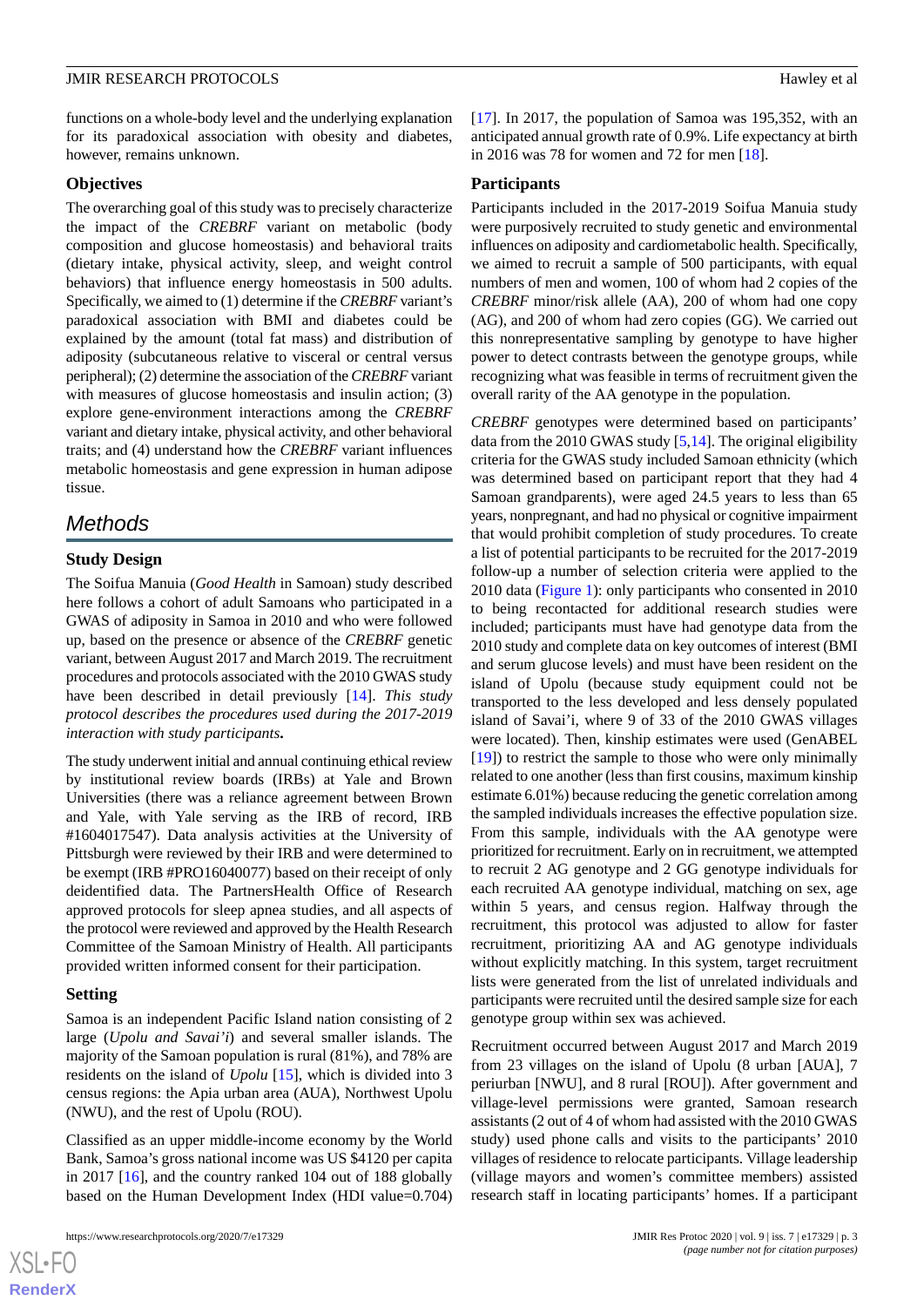functions on a whole-body level and the underlying explanation for its paradoxical association with obesity and diabetes, however, remains unknown.

### Objectives

The overarching goal of this study was to precisely characterize the impact of the *CREBRF* variant on metabolic (body composition and glucose homeostasis) and behavioral traits (dietary intake, physical activity, sleep, and weight control behaviors) that influence energy homeostasis in 500 adults. Specifically, we aimed to (1) determine if the *CREBRF* variant's paradoxical association with BMI and diabetes could be explained by the amount (total fat mass) and distribution of adiposity (subcutaneous relative to visceral or central versus peripheral); (2) determine the association of the *CREBRF* variant with measures of glucose homeostasis and insulin action; (3) explore gene-environment interactions among the *CREBRF* variant and dietary intake, physical activity, and other behavioral traits; and (4) understand how the *CREBRF* variant influences metabolic homeostasis and gene expression in human adipose tissue.

## Methods

### Study Design

The Soifua Manuia (*Good Health* in Samoan) study described here follows a cohort of adult Samoans who participated in a GWAS of adiposity in Samoa in 2010 and who were followed up, based on the presence or absence of the *CREBRF* genetic variant, between August 2017 and March 2019. The recruitment procedures and protocols associated with the 2010 GWAS study have been described in detail previously [14]. *This study protocol describes the procedures used during the 2017-2019 interaction with study participants.*

The study underwent initial and annual continuing ethical review by institutional review boards (IRBs) at Yale and Brown Universities (there was a reliance agreement between Brown and Yale, with Yale serving as the IRB of record, IRB #1604017547). Data analysis activities at the University of Pittsburgh were reviewed by their IRB and were determined to be exempt (IRB #PRO16040077) based on their receipt of only deidentified data. The PartnersHealth Office of Research approved protocols for sleep apnea studies, and all aspects of the protocol were reviewed and approved by the Health Research Committee of the Samoan Ministry of Health. All participants provided written informed consent for their participation.

### Setting

Samoa is an independent Pacific Island nation consisting of 2 large (*Upolu and Savai'i*) and several smaller islands. The majority of the Samoan population is rural (81%), and 78% are residents on the island of *Upolu* [15], which is divided into 3 census regions: the Apia urban area (AUA), Northwest Upolu (NWU), and the rest of Upolu (ROU).

Classified as an upper middle-income economy by the World Bank, Samoa's gross national income was US $4120 per capita in 2017 [16], and the country ranked 104 out of 188 globally based on the Human Development Index (HDI value=0.704) [17]. In 2017, the population of Samoa was 195,352, with an anticipated annual growth rate of 0.9%. Life expectancy at birth in 2016 was 78 for women and 72 for men [18].

### Participants

Participants included in the 2017-2019 Soifua Manuia study were purposively recruited to study genetic and environmental influences on adiposity and cardiometabolic health. Specifically, we aimed to recruit a sample of 500 participants, with equal numbers of men and women, 100 of whom had 2 copies of the *CREBRF* minor/risk allele (AA), 200 of whom had one copy (AG), and 200 of whom had zero copies (GG). We carried out this nonrepresentative sampling by genotype to have higher power to detect contrasts between the genotype groups, while recognizing what was feasible in terms of recruitment given the overall rarity of the AA genotype in the population.

*CREBRF* genotypes were determined based on participants' data from the 2010 GWAS study [5,14]. The original eligibility criteria for the GWAS study included Samoan ethnicity (which was determined based on participant report that they had 4 Samoan grandparents), were aged 24.5 years to less than 65 years, nonpregnant, and had no physical or cognitive impairment that would prohibit completion of study procedures. To create a list of potential participants to be recruited for the 2017-2019 follow-up a number of selection criteria were applied to the 2010 data (Figure 1): only participants who consented in 2010 to being recontacted for additional research studies were included; participants must have had genotype data from the 2010 study and complete data on key outcomes of interest (BMI and serum glucose levels) and must have been resident on the island of Upolu (because study equipment could not be transported to the less developed and less densely populated island of Savai'i, where 9 of 33 of the 2010 GWAS villages were located). Then, kinship estimates were used (GenABEL [19]) to restrict the sample to those who were only minimally related to one another (less than first cousins, maximum kinship estimate 6.01%) because reducing the genetic correlation among the sampled individuals increases the effective population size. From this sample, individuals with the AA genotype were prioritized for recruitment. Early on in recruitment, we attempted to recruit 2 AG genotype and 2 GG genotype individuals for each recruited AA genotype individual, matching on sex, age within 5 years, and census region. Halfway through the recruitment, this protocol was adjusted to allow for faster recruitment, prioritizing AA and AG genotype individuals without explicitly matching. In this system, target recruitment lists were generated from the list of unrelated individuals and participants were recruited until the desired sample size for each genotype group within sex was achieved.

Recruitment occurred between August 2017 and March 2019 from 23 villages on the island of Upolu (8 urban [AUA], 7 periurban [NWU], and 8 rural [ROU]). After government and village-level permissions were granted, Samoan research assistants (2 out of 4 of whom had assisted with the 2010 GWAS study) used phone calls and visits to the participants' 2010 villages of residence to relocate participants. Village leadership (village mayors and women's committee members) assisted research staff in locating participants' homes. If a participant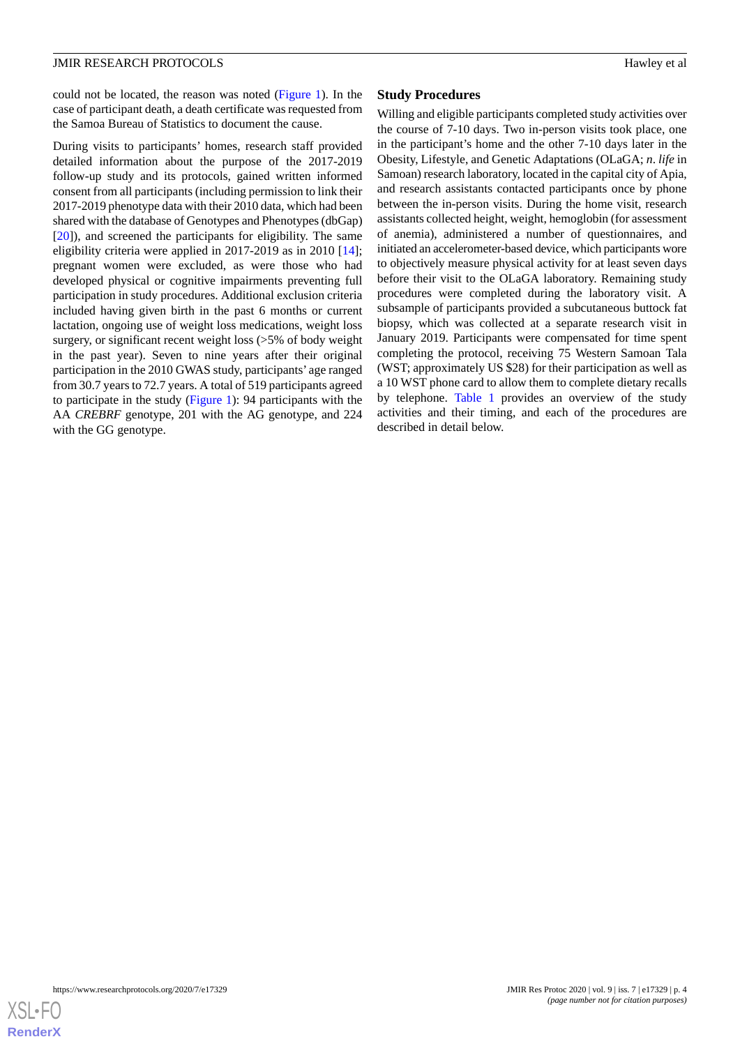could not be located, the reason was noted (Figure 1). In the case of participant death, a death certificate was requested from the Samoa Bureau of Statistics to document the cause.

During visits to participants' homes, research staff provided detailed information about the purpose of the 2017-2019 follow-up study and its protocols, gained written informed consent from all participants (including permission to link their 2017-2019 phenotype data with their 2010 data, which had been shared with the database of Genotypes and Phenotypes (dbGap) [20]), and screened the participants for eligibility. The same eligibility criteria were applied in 2017-2019 as in 2010 [14]; pregnant women were excluded, as were those who had developed physical or cognitive impairments preventing full participation in study procedures. Additional exclusion criteria included having given birth in the past 6 months or current lactation, ongoing use of weight loss medications, weight loss surgery, or significant recent weight loss (>5% of body weight in the past year). Seven to nine years after their original participation in the 2010 GWAS study, participants' age ranged from 30.7 years to 72.7 years. A total of 519 participants agreed to participate in the study (Figure 1): 94 participants with the AA *CREBRF* genotype, 201 with the AG genotype, and 224 with the GG genotype.

### Study Procedures

Willing and eligible participants completed study activities over the course of 7-10 days. Two in-person visits took place, one in the participant's home and the other 7-10 days later in the Obesity, Lifestyle, and Genetic Adaptations (OLaGA; *n. life* in Samoan) research laboratory, located in the capital city of Apia, and research assistants contacted participants once by phone between the in-person visits. During the home visit, research assistants collected height, weight, hemoglobin (for assessment of anemia), administered a number of questionnaires, and initiated an accelerometer-based device, which participants wore to objectively measure physical activity for at least seven days before their visit to the OLaGA laboratory. Remaining study procedures were completed during the laboratory visit. A subsample of participants provided a subcutaneous buttock fat biopsy, which was collected at a separate research visit in January 2019. Participants were compensated for time spent completing the protocol, receiving 75 Western Samoan Tala (WST; approximately US $28) for their participation as well as a 10 WST phone card to allow them to complete dietary recalls by telephone. Table 1 provides an overview of the study activities and their timing, and each of the procedures are described in detail below.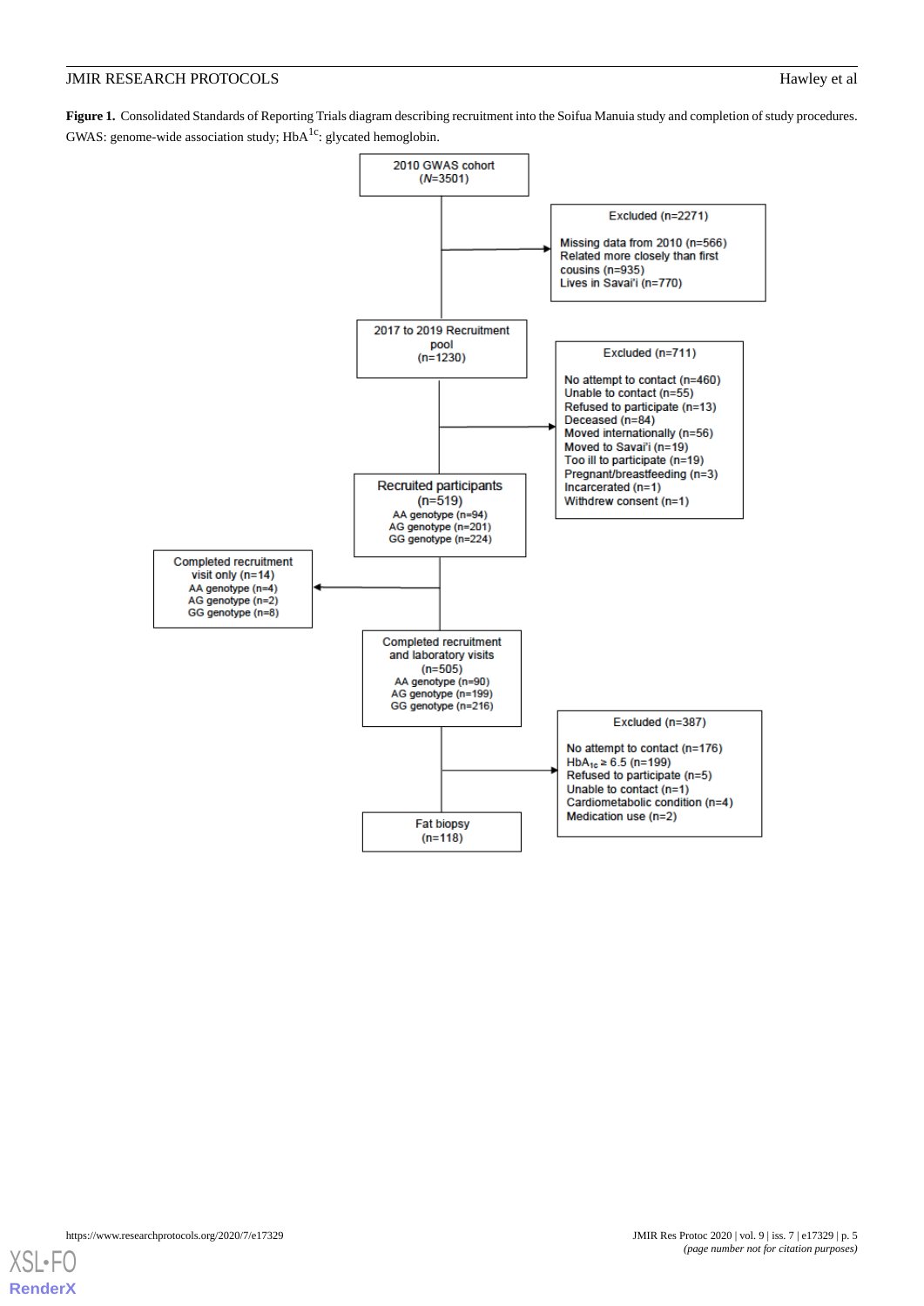**Figure 1.** Consolidated Standards of Reporting Trials diagram describing recruitment into the Soifua Manuia study and completion of study procedures. GWAS: genome-wide association study; $HbA_{1c}$: glycated hemoglobin.

2010 GWAS cohort
(*N*=3501)

Excluded (n=2271)

- Missing data from 2010 (n=566)
- Related more closely than first cousins (n=935)
- Lives in Savai'i (n=770)

2017 to 2019 Recruitment pool
(n=1230)

Excluded (n=711)

- No attempt to contact (n=460)
- Unable to contact (n=55)
- Refused to participate (n=13)
- Deceased (n=84)
- Moved internationally (n=56)
- Moved to Savai'i (n=19)
- Too ill to participate (n=19)
- Pregnant/breastfeeding (n=3)
- Incarcerated (n=1)
- Withdrew consent (n=1)

Recruited participants
(n=519)
AA genotype (n=94)
AG genotype (n=201)
GG genotype (n=224)

Completed recruitment visit only (n=14)
AA genotype (n=4)
AG genotype (n=2)
GG genotype (n=8)

Completed recruitment and laboratory visits
(n=505)
AA genotype (n=90)
AG genotype (n=199)
GG genotype (n=216)

Excluded (n=387)

- No attempt to contact (n=176)
- $HbA_{1c} \geq 6.5$ (n=199)
- Refused to participate (n=5)
- Unable to contact (n=1)
- Cardiometabolic condition (n=4)
- Medication use (n=2)

Fat biopsy
(n=118)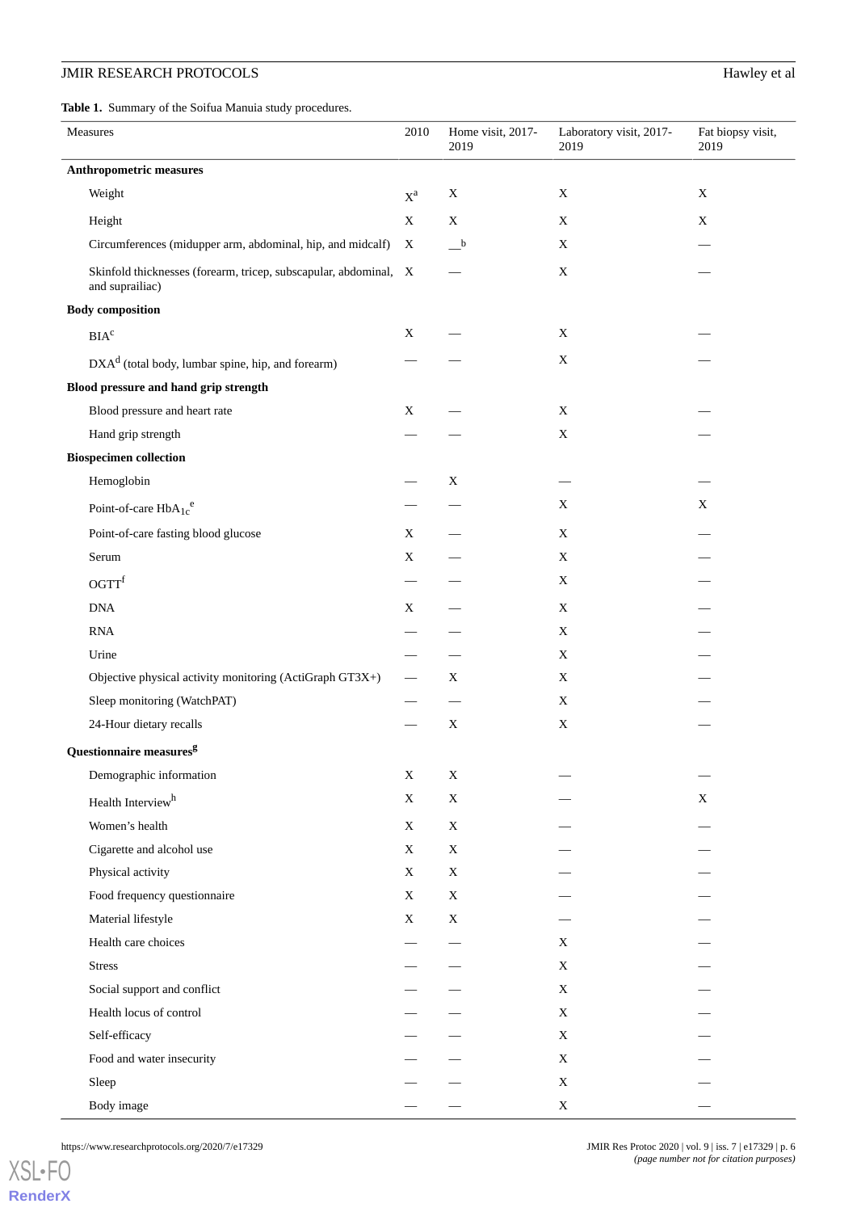**Table 1.** Summary of the Soifua Manuia study procedures.

| Measures | 2010 | Home visit, 2017-2019 | Laboratory visit, 2017-2019 | Fat biopsy visit, 2019 |
|---|---|---|---|---|
| **Anthropometric measures** | | | | |
| Weight | X[a] | X | X | X |
| Height | X | X | X | X |
| Circumferences (midupper arm, abdominal, hip, and midcalf) | X | —[b] | X | — |
| Skinfold thicknesses (forearm, tricep, subscapular, abdominal, and suprailiac) | X | — | X | — |
| **Body composition** | | | | |
| BIA[c] | X | — | X | — |
| DXA[d] (total body, lumbar spine, hip, and forearm) | — | — | X | — |
| **Blood pressure and hand grip strength** | | | | |
| Blood pressure and heart rate | X | — | X | — |
| Hand grip strength | — | — | X | — |
| **Biospecimen collection** | | | | |
| Hemoglobin | — | X | — | — |
| Point-of-care $HbA_{1c}$[e] | — | — | X | X |
| Point-of-care fasting blood glucose | X | — | X | — |
| Serum | X | — | X | — |
| OGTT[f] | — | — | X | — |
| DNA | X | — | X | — |
| RNA | — | — | X | — |
| Urine | — | — | X | — |
| Objective physical activity monitoring (ActiGraph GT3X+) | — | X | X | — |
| Sleep monitoring (WatchPAT) | — | — | X | — |
| 24-Hour dietary recalls | — | X | X | — |
| **Questionnaire measures[g]** | | | | |
| Demographic information | X | X | — | — |
| Health Interview[h] | X | X | — | X |
| Women's health | X | X | — | — |
| Cigarette and alcohol use | X | X | — | — |
| Physical activity | X | X | — | — |
| Food frequency questionnaire | X | X | — | — |
| Material lifestyle | X | X | — | — |
| Health care choices | — | — | X | — |
| Stress | — | — | X | — |
| Social support and conflict | — | — | X | — |
| Health locus of control | — | — | X | — |
| Self-efficacy | — | — | X | — |
| Food and water insecurity | — | — | X | — |
| Sleep | — | — | X | — |
| Body image | — | — | X | — |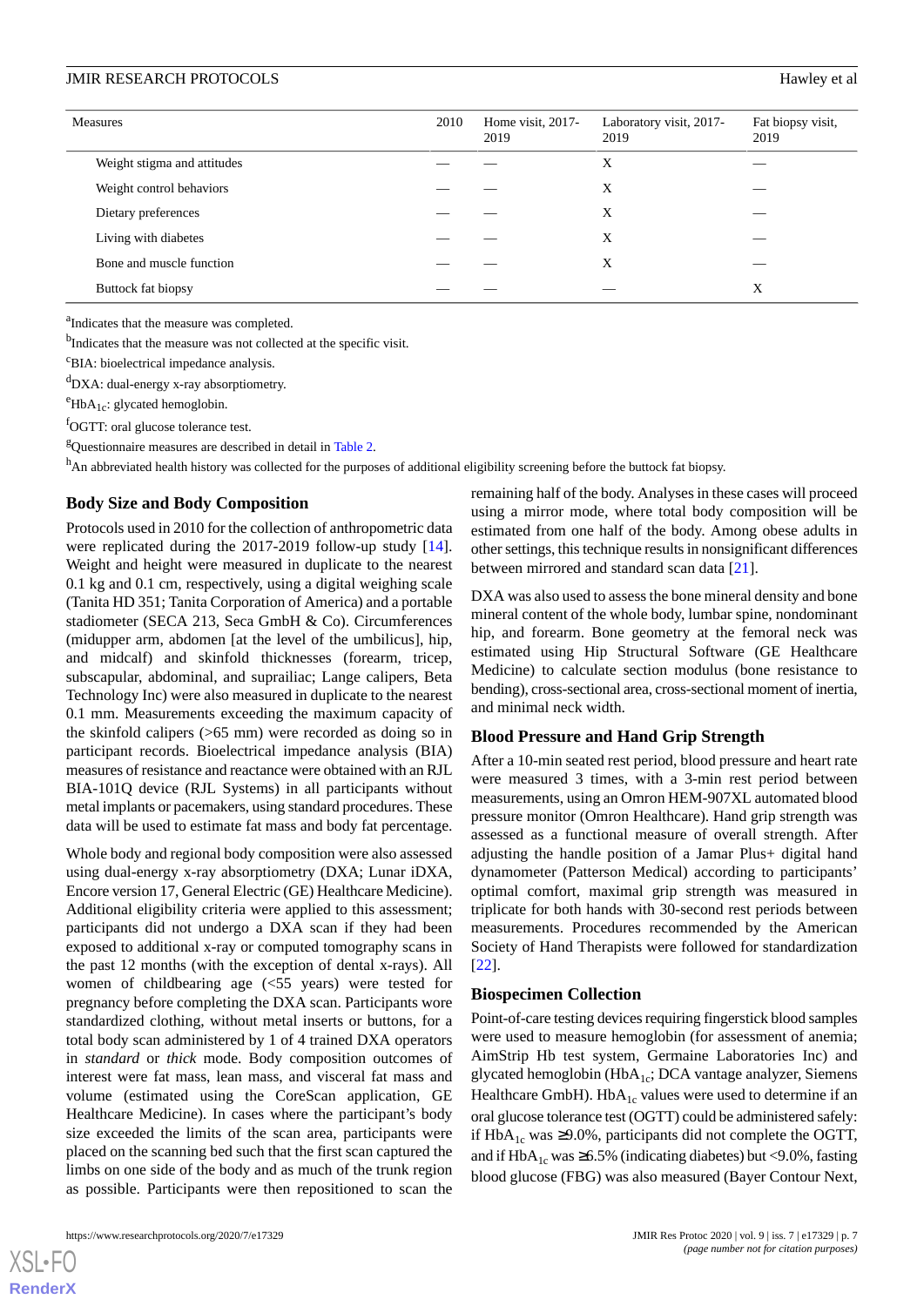| Measures | 2010 | Home visit, 2017-2019 | Laboratory visit, 2017-2019 | Fat biopsy visit, 2019 |
|---|---|---|---|---|
| Weight stigma and attitudes | — | — | X | — |
| Weight control behaviors | — | — | X | — |
| Dietary preferences | — | — | X | — |
| Living with diabetes | — | — | X | — |
| Bone and muscle function | — | — | X | — |
| Buttock fat biopsy | — | — | — | X |

[a]Indicates that the measure was completed.

[b]Indicates that the measure was not collected at the specific visit.

[c]BIA: bioelectrical impedance analysis.

[d]DXA: dual-energy x-ray absorptiometry.

[e]$HbA_{1c}$: glycated hemoglobin.

[f]OGTT: oral glucose tolerance test.

[g]Questionnaire measures are described in detail in Table 2.

[h]An abbreviated health history was collected for the purposes of additional eligibility screening before the buttock fat biopsy.

## Body Size and Body Composition

Protocols used in 2010 for the collection of anthropometric data were replicated during the 2017-2019 follow-up study [14]. Weight and height were measured in duplicate to the nearest 0.1 kg and 0.1 cm, respectively, using a digital weighing scale (Tanita HD 351; Tanita Corporation of America) and a portable stadiometer (SECA 213, Seca GmbH & Co). Circumferences (midupper arm, abdomen [at the level of the umbilicus], hip, and midcalf) and skinfold thicknesses (forearm, tricep, subscapular, abdominal, and suprailiac; Lange calipers, Beta Technology Inc) were also measured in duplicate to the nearest 0.1 mm. Measurements exceeding the maximum capacity of the skinfold calipers (>65 mm) were recorded as doing so in participant records. Bioelectrical impedance analysis (BIA) measures of resistance and reactance were obtained with an RJL BIA-101Q device (RJL Systems) in all participants without metal implants or pacemakers, using standard procedures. These data will be used to estimate fat mass and body fat percentage.

Whole body and regional body composition were also assessed using dual-energy x-ray absorptiometry (DXA; Lunar iDXA, Encore version 17, General Electric (GE) Healthcare Medicine). Additional eligibility criteria were applied to this assessment; participants did not undergo a DXA scan if they had been exposed to additional x-ray or computed tomography scans in the past 12 months (with the exception of dental x-rays). All women of childbearing age (<55 years) were tested for pregnancy before completing the DXA scan. Participants wore standardized clothing, without metal inserts or buttons, for a total body scan administered by 1 of 4 trained DXA operators in *standard* or *thick* mode. Body composition outcomes of interest were fat mass, lean mass, and visceral fat mass and volume (estimated using the CoreScan application, GE Healthcare Medicine). In cases where the participant's body size exceeded the limits of the scan area, participants were placed on the scanning bed such that the first scan captured the limbs on one side of the body and as much of the trunk region as possible. Participants were then repositioned to scan the remaining half of the body. Analyses in these cases will proceed using a mirror mode, where total body composition will be estimated from one half of the body. Among obese adults in other settings, this technique results in nonsignificant differences between mirrored and standard scan data [21].

DXA was also used to assess the bone mineral density and bone mineral content of the whole body, lumbar spine, nondominant hip, and forearm. Bone geometry at the femoral neck was estimated using Hip Structural Software (GE Healthcare Medicine) to calculate section modulus (bone resistance to bending), cross-sectional area, cross-sectional moment of inertia, and minimal neck width.

## Blood Pressure and Hand Grip Strength

After a 10-min seated rest period, blood pressure and heart rate were measured 3 times, with a 3-min rest period between measurements, using an Omron HEM-907XL automated blood pressure monitor (Omron Healthcare). Hand grip strength was assessed as a functional measure of overall strength. After adjusting the handle position of a Jamar Plus+ digital hand dynamometer (Patterson Medical) according to participants' optimal comfort, maximal grip strength was measured in triplicate for both hands with 30-second rest periods between measurements. Procedures recommended by the American Society of Hand Therapists were followed for standardization [22].

## Biospecimen Collection

Point-of-care testing devices requiring fingerstick blood samples were used to measure hemoglobin (for assessment of anemia; AimStrip Hb test system, Germaine Laboratories Inc) and glycated hemoglobin ($HbA_{1c}$; DCA vantage analyzer, Siemens Healthcare GmbH). $HbA_{1c}$ values were used to determine if an oral glucose tolerance test (OGTT) could be administered safely: if $HbA_{1c}$ was ≥9.0%, participants did not complete the OGTT, and if $HbA_{1c}$ was ≥6.5% (indicating diabetes) but <9.0%, fasting blood glucose (FBG) was also measured (Bayer Contour Next,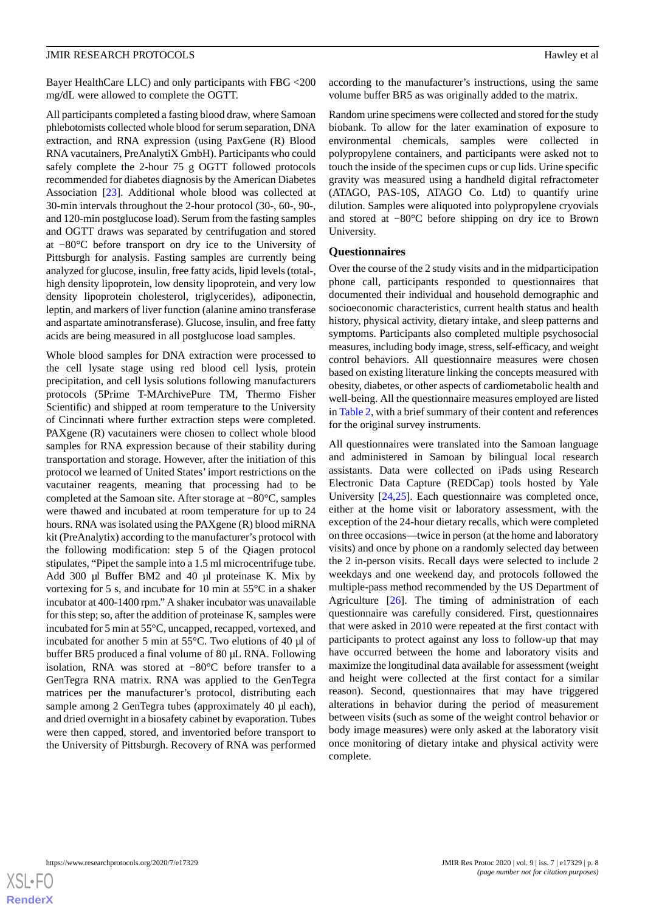Bayer HealthCare LLC) and only participants with FBG <200 mg/dL were allowed to complete the OGTT.

All participants completed a fasting blood draw, where Samoan phlebotomists collected whole blood for serum separation, DNA extraction, and RNA expression (using PaxGene (R) Blood RNA vacutainers, PreAnalytiX GmbH). Participants who could safely complete the 2-hour 75 g OGTT followed protocols recommended for diabetes diagnosis by the American Diabetes Association [23]. Additional whole blood was collected at 30-min intervals throughout the 2-hour protocol (30-, 60-, 90-, and 120-min postglucose load). Serum from the fasting samples and OGTT draws was separated by centrifugation and stored at −80°C before transport on dry ice to the University of Pittsburgh for analysis. Fasting samples are currently being analyzed for glucose, insulin, free fatty acids, lipid levels (total-, high density lipoprotein, low density lipoprotein, and very low density lipoprotein cholesterol, triglycerides), adiponectin, leptin, and markers of liver function (alanine amino transferase and aspartate aminotransferase). Glucose, insulin, and free fatty acids are being measured in all postglucose load samples.

Whole blood samples for DNA extraction were processed to the cell lysate stage using red blood cell lysis, protein precipitation, and cell lysis solutions following manufacturers protocols (5Prime T-MArchivePure TM, Thermo Fisher Scientific) and shipped at room temperature to the University of Cincinnati where further extraction steps were completed. PAXgene (R) vacutainers were chosen to collect whole blood samples for RNA expression because of their stability during transportation and storage. However, after the initiation of this protocol we learned of United States' import restrictions on the vacutainer reagents, meaning that processing had to be completed at the Samoan site. After storage at −80°C, samples were thawed and incubated at room temperature for up to 24 hours. RNA was isolated using the PAXgene (R) blood miRNA kit (PreAnalytix) according to the manufacturer's protocol with the following modification: step 5 of the Qiagen protocol stipulates, "Pipet the sample into a 1.5 ml microcentrifuge tube. Add 300 µl Buffer BM2 and 40 µl proteinase K. Mix by vortexing for 5 s, and incubate for 10 min at 55°C in a shaker incubator at 400-1400 rpm." A shaker incubator was unavailable for this step; so, after the addition of proteinase K, samples were incubated for 5 min at 55°C, uncapped, recapped, vortexed, and incubated for another 5 min at 55°C. Two elutions of 40 µl of buffer BR5 produced a final volume of 80 µL RNA. Following isolation, RNA was stored at −80°C before transfer to a GenTegra RNA matrix. RNA was applied to the GenTegra matrices per the manufacturer's protocol, distributing each sample among 2 GenTegra tubes (approximately 40 µl each), and dried overnight in a biosafety cabinet by evaporation. Tubes were then capped, stored, and inventoried before transport to the University of Pittsburgh. Recovery of RNA was performed according to the manufacturer's instructions, using the same volume buffer BR5 as was originally added to the matrix.

Random urine specimens were collected and stored for the study biobank. To allow for the later examination of exposure to environmental chemicals, samples were collected in polypropylene containers, and participants were asked not to touch the inside of the specimen cups or cup lids. Urine specific gravity was measured using a handheld digital refractometer (ATAGO, PAS-10S, ATAGO Co. Ltd) to quantify urine dilution. Samples were aliquoted into polypropylene cryovials and stored at −80°C before shipping on dry ice to Brown University.

### Questionnaires

Over the course of the 2 study visits and in the midparticipation phone call, participants responded to questionnaires that documented their individual and household demographic and socioeconomic characteristics, current health status and health history, physical activity, dietary intake, and sleep patterns and symptoms. Participants also completed multiple psychosocial measures, including body image, stress, self-efficacy, and weight control behaviors. All questionnaire measures were chosen based on existing literature linking the concepts measured with obesity, diabetes, or other aspects of cardiometabolic health and well-being. All the questionnaire measures employed are listed in Table 2, with a brief summary of their content and references for the original survey instruments.

All questionnaires were translated into the Samoan language and administered in Samoan by bilingual local research assistants. Data were collected on iPads using Research Electronic Data Capture (REDCap) tools hosted by Yale University [24,25]. Each questionnaire was completed once, either at the home visit or laboratory assessment, with the exception of the 24-hour dietary recalls, which were completed on three occasions—twice in person (at the home and laboratory visits) and once by phone on a randomly selected day between the 2 in-person visits. Recall days were selected to include 2 weekdays and one weekend day, and protocols followed the multiple-pass method recommended by the US Department of Agriculture [26]. The timing of administration of each questionnaire was carefully considered. First, questionnaires that were asked in 2010 were repeated at the first contact with participants to protect against any loss to follow-up that may have occurred between the home and laboratory visits and maximize the longitudinal data available for assessment (weight and height were collected at the first contact for a similar reason). Second, questionnaires that may have triggered alterations in behavior during the period of measurement between visits (such as some of the weight control behavior or body image measures) were only asked at the laboratory visit once monitoring of dietary intake and physical activity were complete.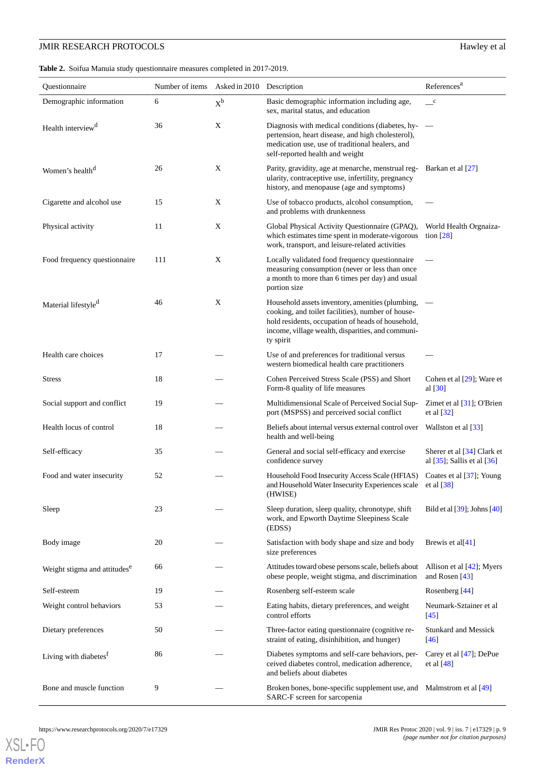**Table 2.** Soifua Manuia study questionnaire measures completed in 2017-2019.

| Questionnaire | Number of items | Asked in 2010 | Description | References[a] |
|---|---|---|---|---|
| Demographic information | 6 | X[b] | Basic demographic information including age, sex, marital status, and education | —[c] |
| Health interview[d] | 36 | X | Diagnosis with medical conditions (diabetes, hypertension, heart disease, and high cholesterol), medication use, use of traditional healers, and self-reported health and weight | — |
| Women's health[d] | 26 | X | Parity, gravidity, age at menarche, menstrual regularity, contraceptive use, infertility, pregnancy history, and menopause (age and symptoms) | Barkan et al [27] |
| Cigarette and alcohol use | 15 | X | Use of tobacco products, alcohol consumption, and problems with drunkenness | — |
| Physical activity | 11 | X | Global Physical Activity Questionnaire (GPAQ), which estimates time spent in moderate-vigorous work, transport, and leisure-related activities | World Health Orgnaization [28] |
| Food frequency questionnaire | 111 | X | Locally validated food frequency questionnaire measuring consumption (never or less than once a month to more than 6 times per day) and usual portion size | — |
| Material lifestyle[d] | 46 | X | Household assets inventory, amenities (plumbing, cooking, and toilet facilities), number of household residents, occupation of heads of household, income, village wealth, disparities, and community spirit | — |
| Health care choices | 17 | — | Use of and preferences for traditional versus western biomedical health care practitioners | — |
| Stress | 18 | — | Cohen Perceived Stress Scale (PSS) and Short Form-8 quality of life measures | Cohen et al [29]; Ware et al [30] |
| Social support and conflict | 19 | — | Multidimensional Scale of Perceived Social Support (MSPSS) and perceived social conflict | Zimet et al [31]; O'Brien et al [32] |
| Health locus of control | 18 | — | Beliefs about internal versus external control over health and well-being | Wallston et al [33] |
| Self-efficacy | 35 | — | General and social self-efficacy and exercise confidence survey | Sherer et al [34] Clark et al [35]; Sallis et al [36] |
| Food and water insecurity | 52 | — | Household Food Insecurity Access Scale (HFIAS) and Household Water Insecurity Experiences scale (HWISE) | Coates et al [37]; Young et al [38] |
| Sleep | 23 | — | Sleep duration, sleep quality, chronotype, shift work, and Epworth Daytime Sleepiness Scale (EDSS) | Bild et al [39]; Johns [40] |
| Body image | 20 | — | Satisfaction with body shape and size and body size preferences | Brewis et al[41] |
| Weight stigma and attitudes[e] | 66 | — | Attitudes toward obese persons scale, beliefs about obese people, weight stigma, and discrimination | Allison et al [42]; Myers and Rosen [43] |
| Self-esteem | 19 | — | Rosenberg self-esteem scale | Rosenberg [44] |
| Weight control behaviors | 53 | — | Eating habits, dietary preferences, and weight control efforts | Neumark-Sztainer et al [45] |
| Dietary preferences | 50 | — | Three-factor eating questionnaire (cognitive restraint of eating, disinhibition, and hunger) | Stunkard and Messick [46] |
| Living with diabetes[f] | 86 | — | Diabetes symptoms and self-care behaviors, perceived diabetes control, medication adherence, and beliefs about diabetes | Carey et al [47]; DePue et al [48] |
| Bone and muscle function | 9 | — | Broken bones, bone-specific supplement use, and SARC-F screen for sarcopenia | Malmstrom et al [49] |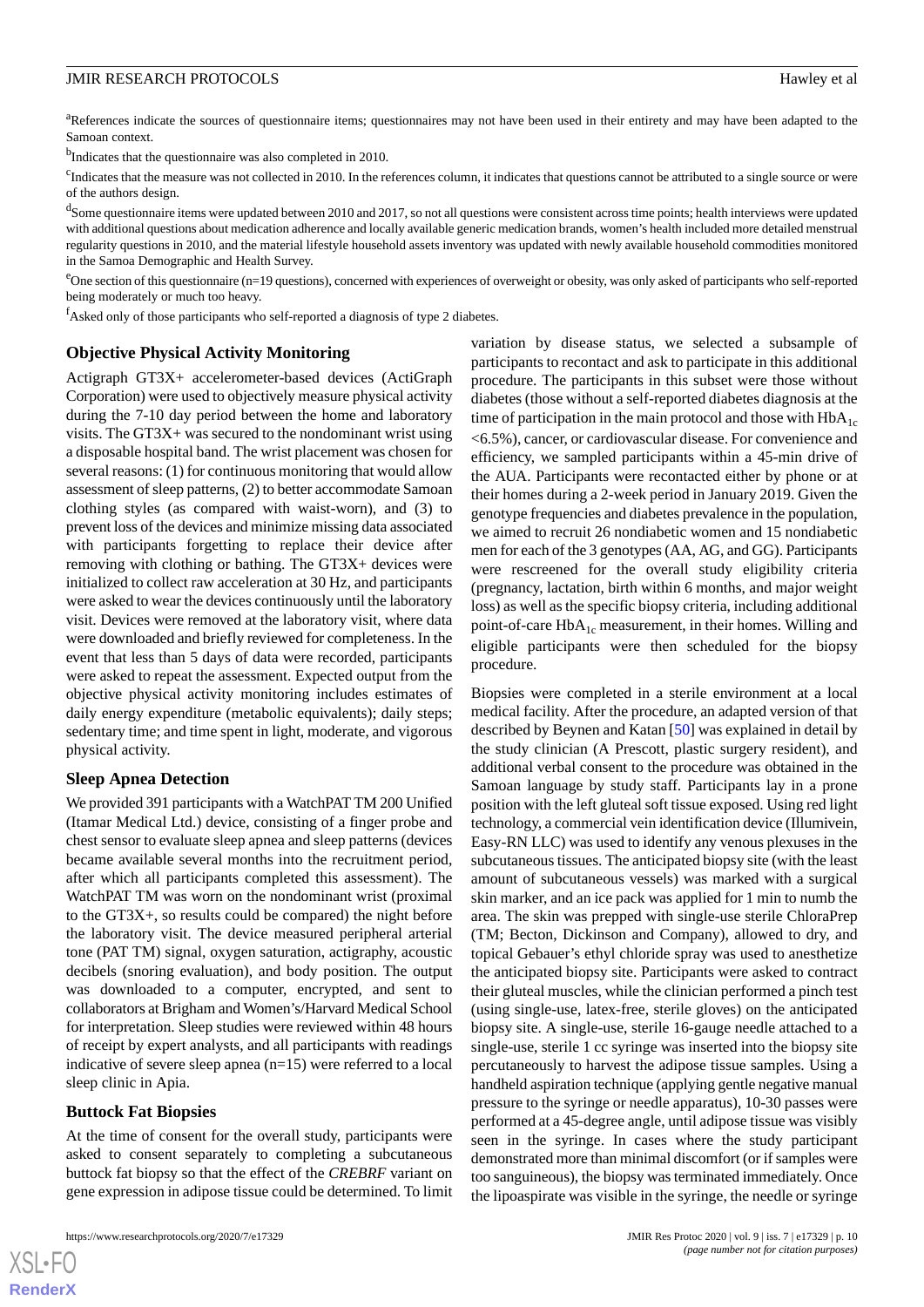[a]References indicate the sources of questionnaire items; questionnaires may not have been used in their entirety and may have been adapted to the Samoan context.

[b]Indicates that the questionnaire was also completed in 2010.

[c]Indicates that the measure was not collected in 2010. In the references column, it indicates that questions cannot be attributed to a single source or were of the authors design.

[d]Some questionnaire items were updated between 2010 and 2017, so not all questions were consistent across time points; health interviews were updated with additional questions about medication adherence and locally available generic medication brands, women's health included more detailed menstrual regularity questions in 2010, and the material lifestyle household assets inventory was updated with newly available household commodities monitored in the Samoa Demographic and Health Survey.

[e]One section of this questionnaire (n=19 questions), concerned with experiences of overweight or obesity, was only asked of participants who self-reported being moderately or much too heavy.

[f]Asked only of those participants who self-reported a diagnosis of type 2 diabetes.

### Objective Physical Activity Monitoring

Actigraph GT3X+ accelerometer-based devices (ActiGraph Corporation) were used to objectively measure physical activity during the 7-10 day period between the home and laboratory visits. The GT3X+ was secured to the nondominant wrist using a disposable hospital band. The wrist placement was chosen for several reasons: (1) for continuous monitoring that would allow assessment of sleep patterns, (2) to better accommodate Samoan clothing styles (as compared with waist-worn), and (3) to prevent loss of the devices and minimize missing data associated with participants forgetting to replace their device after removing with clothing or bathing. The GT3X+ devices were initialized to collect raw acceleration at 30 Hz, and participants were asked to wear the devices continuously until the laboratory visit. Devices were removed at the laboratory visit, where data were downloaded and briefly reviewed for completeness. In the event that less than 5 days of data were recorded, participants were asked to repeat the assessment. Expected output from the objective physical activity monitoring includes estimates of daily energy expenditure (metabolic equivalents); daily steps; sedentary time; and time spent in light, moderate, and vigorous physical activity.

### Sleep Apnea Detection

We provided 391 participants with a WatchPAT TM 200 Unified (Itamar Medical Ltd.) device, consisting of a finger probe and chest sensor to evaluate sleep apnea and sleep patterns (devices became available several months into the recruitment period, after which all participants completed this assessment). The WatchPAT TM was worn on the nondominant wrist (proximal to the GT3X+, so results could be compared) the night before the laboratory visit. The device measured peripheral arterial tone (PAT TM) signal, oxygen saturation, actigraphy, acoustic decibels (snoring evaluation), and body position. The output was downloaded to a computer, encrypted, and sent to collaborators at Brigham and Women's/Harvard Medical School for interpretation. Sleep studies were reviewed within 48 hours of receipt by expert analysts, and all participants with readings indicative of severe sleep apnea (n=15) were referred to a local sleep clinic in Apia.

### Buttock Fat Biopsies

At the time of consent for the overall study, participants were asked to consent separately to completing a subcutaneous buttock fat biopsy so that the effect of the *CREBRF* variant on gene expression in adipose tissue could be determined. To limit variation by disease status, we selected a subsample of participants to recontact and ask to participate in this additional procedure. The participants in this subset were those without diabetes (those without a self-reported diabetes diagnosis at the time of participation in the main protocol and those with $HbA_{1c}$ <6.5%), cancer, or cardiovascular disease. For convenience and efficiency, we sampled participants within a 45-min drive of the AUA. Participants were recontacted either by phone or at their homes during a 2-week period in January 2019. Given the genotype frequencies and diabetes prevalence in the population, we aimed to recruit 26 nondiabetic women and 15 nondiabetic men for each of the 3 genotypes (AA, AG, and GG). Participants were rescreened for the overall study eligibility criteria (pregnancy, lactation, birth within 6 months, and major weight loss) as well as the specific biopsy criteria, including additional point-of-care $HbA_{1c}$ measurement, in their homes. Willing and eligible participants were then scheduled for the biopsy procedure.

Biopsies were completed in a sterile environment at a local medical facility. After the procedure, an adapted version of that described by Beynen and Katan [50] was explained in detail by the study clinician (A Prescott, plastic surgery resident), and additional verbal consent to the procedure was obtained in the Samoan language by study staff. Participants lay in a prone position with the left gluteal soft tissue exposed. Using red light technology, a commercial vein identification device (Illumivein, Easy-RN LLC) was used to identify any venous plexuses in the subcutaneous tissues. The anticipated biopsy site (with the least amount of subcutaneous vessels) was marked with a surgical skin marker, and an ice pack was applied for 1 min to numb the area. The skin was prepped with single-use sterile ChloraPrep (TM; Becton, Dickinson and Company), allowed to dry, and topical Gebauer's ethyl chloride spray was used to anesthetize the anticipated biopsy site. Participants were asked to contract their gluteal muscles, while the clinician performed a pinch test (using single-use, latex-free, sterile gloves) on the anticipated biopsy site. A single-use, sterile 16-gauge needle attached to a single-use, sterile 1 cc syringe was inserted into the biopsy site percutaneously to harvest the adipose tissue samples. Using a handheld aspiration technique (applying gentle negative manual pressure to the syringe or needle apparatus), 10-30 passes were performed at a 45-degree angle, until adipose tissue was visibly seen in the syringe. In cases where the study participant demonstrated more than minimal discomfort (or if samples were too sanguineous), the biopsy was terminated immediately. Once the lipoaspirate was visible in the syringe, the needle or syringe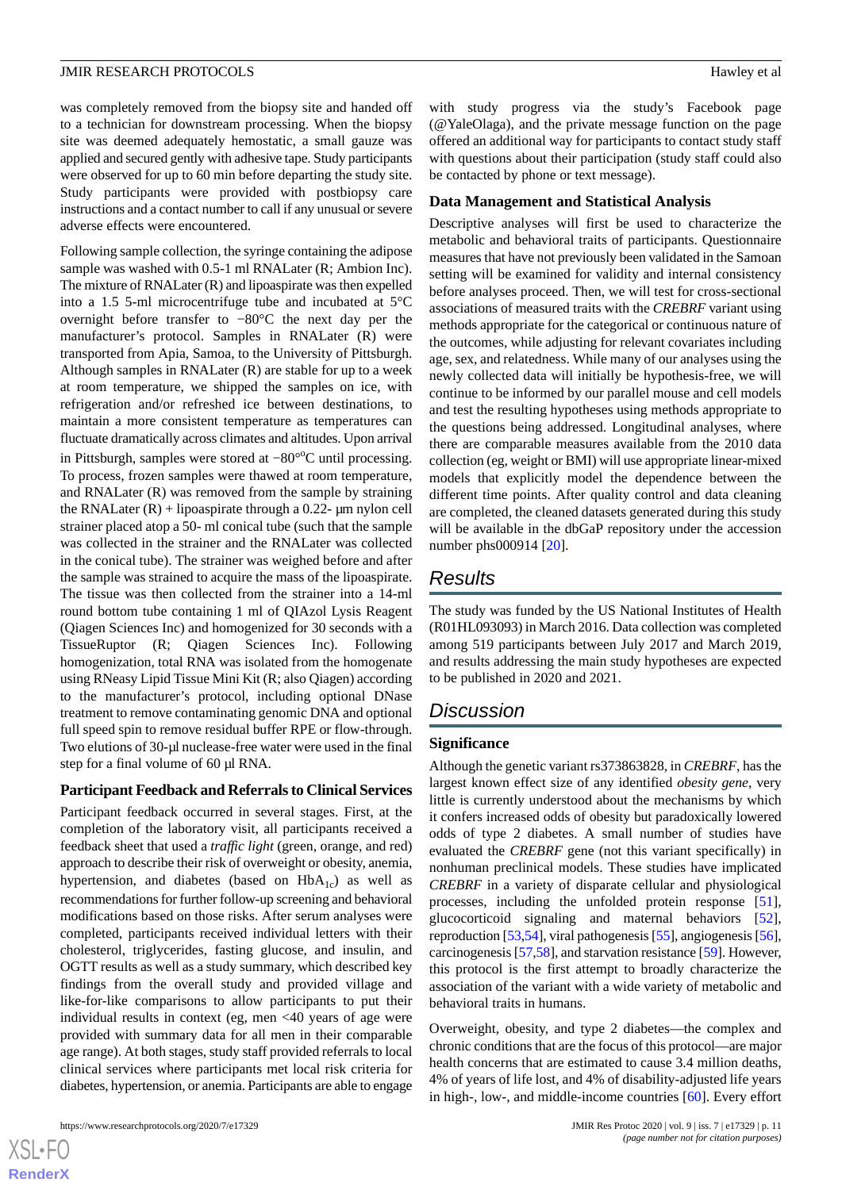was completely removed from the biopsy site and handed off to a technician for downstream processing. When the biopsy site was deemed adequately hemostatic, a small gauze was applied and secured gently with adhesive tape. Study participants were observed for up to 60 min before departing the study site. Study participants were provided with postbiopsy care instructions and a contact number to call if any unusual or severe adverse effects were encountered.

Following sample collection, the syringe containing the adipose sample was washed with 0.5-1 ml RNALater (R; Ambion Inc). The mixture of RNALater (R) and lipoaspirate was then expelled into a 1.5 5-ml microcentrifuge tube and incubated at 5°C overnight before transfer to −80°C the next day per the manufacturer's protocol. Samples in RNALater (R) were transported from Apia, Samoa, to the University of Pittsburgh. Although samples in RNALater (R) are stable for up to a week at room temperature, we shipped the samples on ice, with refrigeration and/or refreshed ice between destinations, to maintain a more consistent temperature as temperatures can fluctuate dramatically across climates and altitudes. Upon arrival in Pittsburgh, samples were stored at −80°°C until processing. To process, frozen samples were thawed at room temperature, and RNALater (R) was removed from the sample by straining the RNALater (R) + lipoaspirate through a 0.22- µm nylon cell strainer placed atop a 50- ml conical tube (such that the sample was collected in the strainer and the RNALater was collected in the conical tube). The strainer was weighed before and after the sample was strained to acquire the mass of the lipoaspirate. The tissue was then collected from the strainer into a 14-ml round bottom tube containing 1 ml of QIAzol Lysis Reagent (Qiagen Sciences Inc) and homogenized for 30 seconds with a TissueRuptor (R; Qiagen Sciences Inc). Following homogenization, total RNA was isolated from the homogenate using RNeasy Lipid Tissue Mini Kit (R; also Qiagen) according to the manufacturer's protocol, including optional DNase treatment to remove contaminating genomic DNA and optional full speed spin to remove residual buffer RPE or flow-through. Two elutions of 30-µl nuclease-free water were used in the final step for a final volume of 60 µl RNA.

### Participant Feedback and Referrals to Clinical Services

Participant feedback occurred in several stages. First, at the completion of the laboratory visit, all participants received a feedback sheet that used a *traffic light* (green, orange, and red) approach to describe their risk of overweight or obesity, anemia, hypertension, and diabetes (based on $HbA_{1c}$) as well as recommendations for further follow-up screening and behavioral modifications based on those risks. After serum analyses were completed, participants received individual letters with their cholesterol, triglycerides, fasting glucose, and insulin, and OGTT results as well as a study summary, which described key findings from the overall study and provided village and like-for-like comparisons to allow participants to put their individual results in context (eg, men <40 years of age were provided with summary data for all men in their comparable age range). At both stages, study staff provided referrals to local clinical services where participants met local risk criteria for diabetes, hypertension, or anemia. Participants are able to engage with study progress via the study's Facebook page (@YaleOlaga), and the private message function on the page offered an additional way for participants to contact study staff with questions about their participation (study staff could also be contacted by phone or text message).

### Data Management and Statistical Analysis

Descriptive analyses will first be used to characterize the metabolic and behavioral traits of participants. Questionnaire measures that have not previously been validated in the Samoan setting will be examined for validity and internal consistency before analyses proceed. Then, we will test for cross-sectional associations of measured traits with the *CREBRF* variant using methods appropriate for the categorical or continuous nature of the outcomes, while adjusting for relevant covariates including age, sex, and relatedness. While many of our analyses using the newly collected data will initially be hypothesis-free, we will continue to be informed by our parallel mouse and cell models and test the resulting hypotheses using methods appropriate to the questions being addressed. Longitudinal analyses, where there are comparable measures available from the 2010 data collection (eg, weight or BMI) will use appropriate linear-mixed models that explicitly model the dependence between the different time points. After quality control and data cleaning are completed, the cleaned datasets generated during this study will be available in the dbGaP repository under the accession number phs000914 [20].

## Results

The study was funded by the US National Institutes of Health (R01HL093093) in March 2016. Data collection was completed among 519 participants between July 2017 and March 2019, and results addressing the main study hypotheses are expected to be published in 2020 and 2021.

## Discussion

### Significance

Although the genetic variant rs373863828, in *CREBRF*, has the largest known effect size of any identified *obesity gene*, very little is currently understood about the mechanisms by which it confers increased odds of obesity but paradoxically lowered odds of type 2 diabetes. A small number of studies have evaluated the *CREBRF* gene (not this variant specifically) in nonhuman preclinical models. These studies have implicated *CREBRF* in a variety of disparate cellular and physiological processes, including the unfolded protein response [51], glucocorticoid signaling and maternal behaviors [52], reproduction [53,54], viral pathogenesis [55], angiogenesis [56], carcinogenesis [57,58], and starvation resistance [59]. However, this protocol is the first attempt to broadly characterize the association of the variant with a wide variety of metabolic and behavioral traits in humans.

Overweight, obesity, and type 2 diabetes—the complex and chronic conditions that are the focus of this protocol—are major health concerns that are estimated to cause 3.4 million deaths, 4% of years of life lost, and 4% of disability-adjusted life years in high-, low-, and middle-income countries [60]. Every effort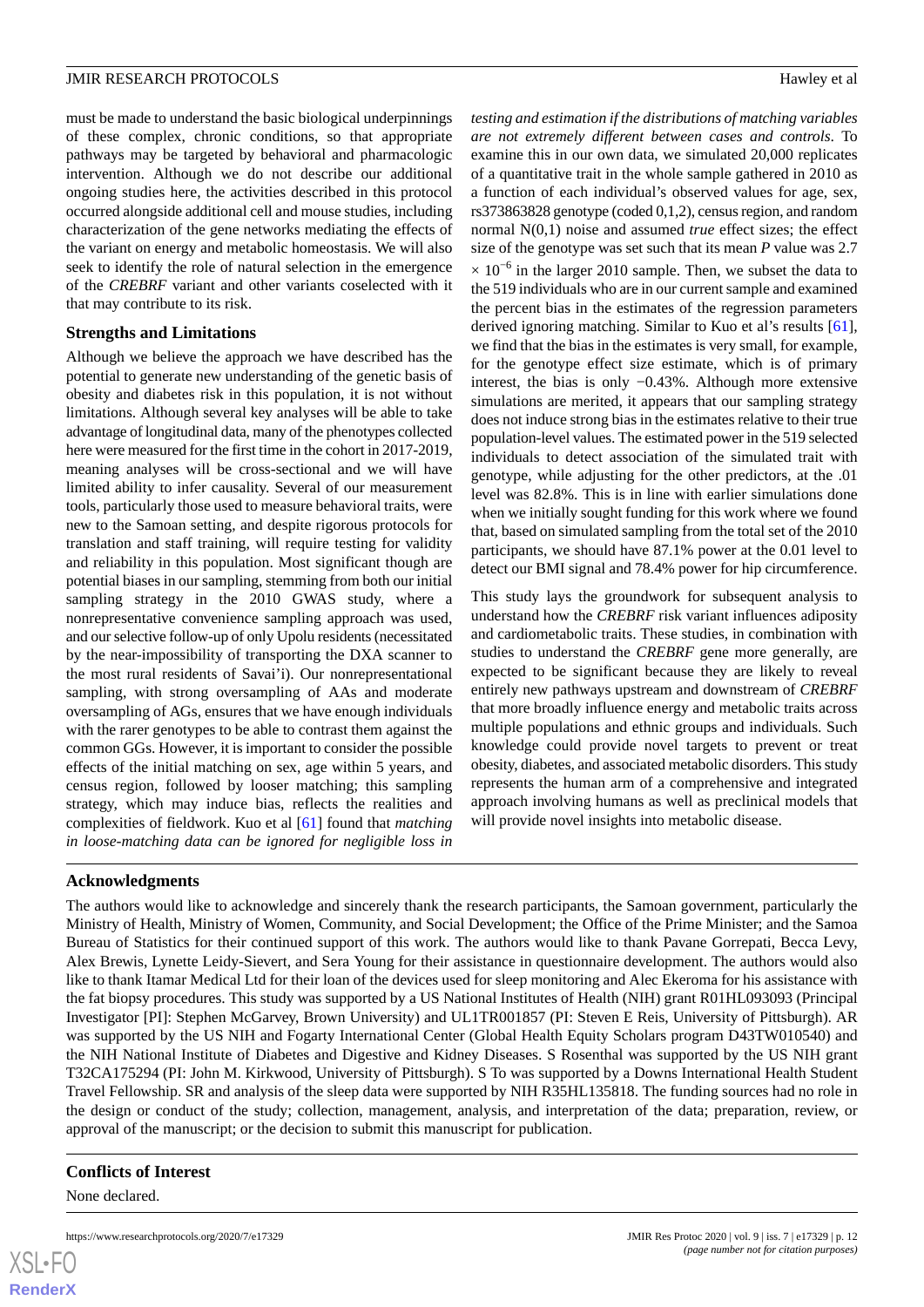must be made to understand the basic biological underpinnings of these complex, chronic conditions, so that appropriate pathways may be targeted by behavioral and pharmacologic intervention. Although we do not describe our additional ongoing studies here, the activities described in this protocol occurred alongside additional cell and mouse studies, including characterization of the gene networks mediating the effects of the variant on energy and metabolic homeostasis. We will also seek to identify the role of natural selection in the emergence of the *CREBRF* variant and other variants coselected with it that may contribute to its risk.

### Strengths and Limitations

Although we believe the approach we have described has the potential to generate new understanding of the genetic basis of obesity and diabetes risk in this population, it is not without limitations. Although several key analyses will be able to take advantage of longitudinal data, many of the phenotypes collected here were measured for the first time in the cohort in 2017-2019, meaning analyses will be cross-sectional and we will have limited ability to infer causality. Several of our measurement tools, particularly those used to measure behavioral traits, were new to the Samoan setting, and despite rigorous protocols for translation and staff training, will require testing for validity and reliability in this population. Most significant though are potential biases in our sampling, stemming from both our initial sampling strategy in the 2010 GWAS study, where a nonrepresentative convenience sampling approach was used, and our selective follow-up of only Upolu residents (necessitated by the near-impossibility of transporting the DXA scanner to the most rural residents of Savai'i). Our nonrepresentational sampling, with strong oversampling of AAs and moderate oversampling of AGs, ensures that we have enough individuals with the rarer genotypes to be able to contrast them against the common GGs. However, it is important to consider the possible effects of the initial matching on sex, age within 5 years, and census region, followed by looser matching; this sampling strategy, which may induce bias, reflects the realities and complexities of fieldwork. Kuo et al [61] found that *matching in loose-matching data can be ignored for negligible loss in testing and estimation if the distributions of matching variables are not extremely different between cases and controls*. To examine this in our own data, we simulated 20,000 replicates of a quantitative trait in the whole sample gathered in 2010 as a function of each individual's observed values for age, sex, rs373863828 genotype (coded 0,1,2), census region, and random normal N(0,1) noise and assumed *true* effect sizes; the effect size of the genotype was set such that its mean *P* value was $2.7 \times 10^{-6}$ in the larger 2010 sample. Then, we subset the data to the 519 individuals who are in our current sample and examined the percent bias in the estimates of the regression parameters derived ignoring matching. Similar to Kuo et al's results [61], we find that the bias in the estimates is very small, for example, for the genotype effect size estimate, which is of primary interest, the bias is only −0.43%. Although more extensive simulations are merited, it appears that our sampling strategy does not induce strong bias in the estimates relative to their true population-level values. The estimated power in the 519 selected individuals to detect association of the simulated trait with genotype, while adjusting for the other predictors, at the .01 level was 82.8%. This is in line with earlier simulations done when we initially sought funding for this work where we found that, based on simulated sampling from the total set of the 2010 participants, we should have 87.1% power at the 0.01 level to detect our BMI signal and 78.4% power for hip circumference.

This study lays the groundwork for subsequent analysis to understand how the *CREBRF* risk variant influences adiposity and cardiometabolic traits. These studies, in combination with studies to understand the *CREBRF* gene more generally, are expected to be significant because they are likely to reveal entirely new pathways upstream and downstream of *CREBRF* that more broadly influence energy and metabolic traits across multiple populations and ethnic groups and individuals. Such knowledge could provide novel targets to prevent or treat obesity, diabetes, and associated metabolic disorders. This study represents the human arm of a comprehensive and integrated approach involving humans as well as preclinical models that will provide novel insights into metabolic disease.

## Acknowledgments

The authors would like to acknowledge and sincerely thank the research participants, the Samoan government, particularly the Ministry of Health, Ministry of Women, Community, and Social Development; the Office of the Prime Minister; and the Samoa Bureau of Statistics for their continued support of this work. The authors would like to thank Pavane Gorrepati, Becca Levy, Alex Brewis, Lynette Leidy-Sievert, and Sera Young for their assistance in questionnaire development. The authors would also like to thank Itamar Medical Ltd for their loan of the devices used for sleep monitoring and Alec Ekeroma for his assistance with the fat biopsy procedures. This study was supported by a US National Institutes of Health (NIH) grant R01HL093093 (Principal Investigator [PI]: Stephen McGarvey, Brown University) and UL1TR001857 (PI: Steven E Reis, University of Pittsburgh). AR was supported by the US NIH and Fogarty International Center (Global Health Equity Scholars program D43TW010540) and the NIH National Institute of Diabetes and Digestive and Kidney Diseases. S Rosenthal was supported by the US NIH grant T32CA175294 (PI: John M. Kirkwood, University of Pittsburgh). S To was supported by a Downs International Health Student Travel Fellowship. SR and analysis of the sleep data were supported by NIH R35HL135818. The funding sources had no role in the design or conduct of the study; collection, management, analysis, and interpretation of the data; preparation, review, or approval of the manuscript; or the decision to submit this manuscript for publication.

## Conflicts of Interest

None declared.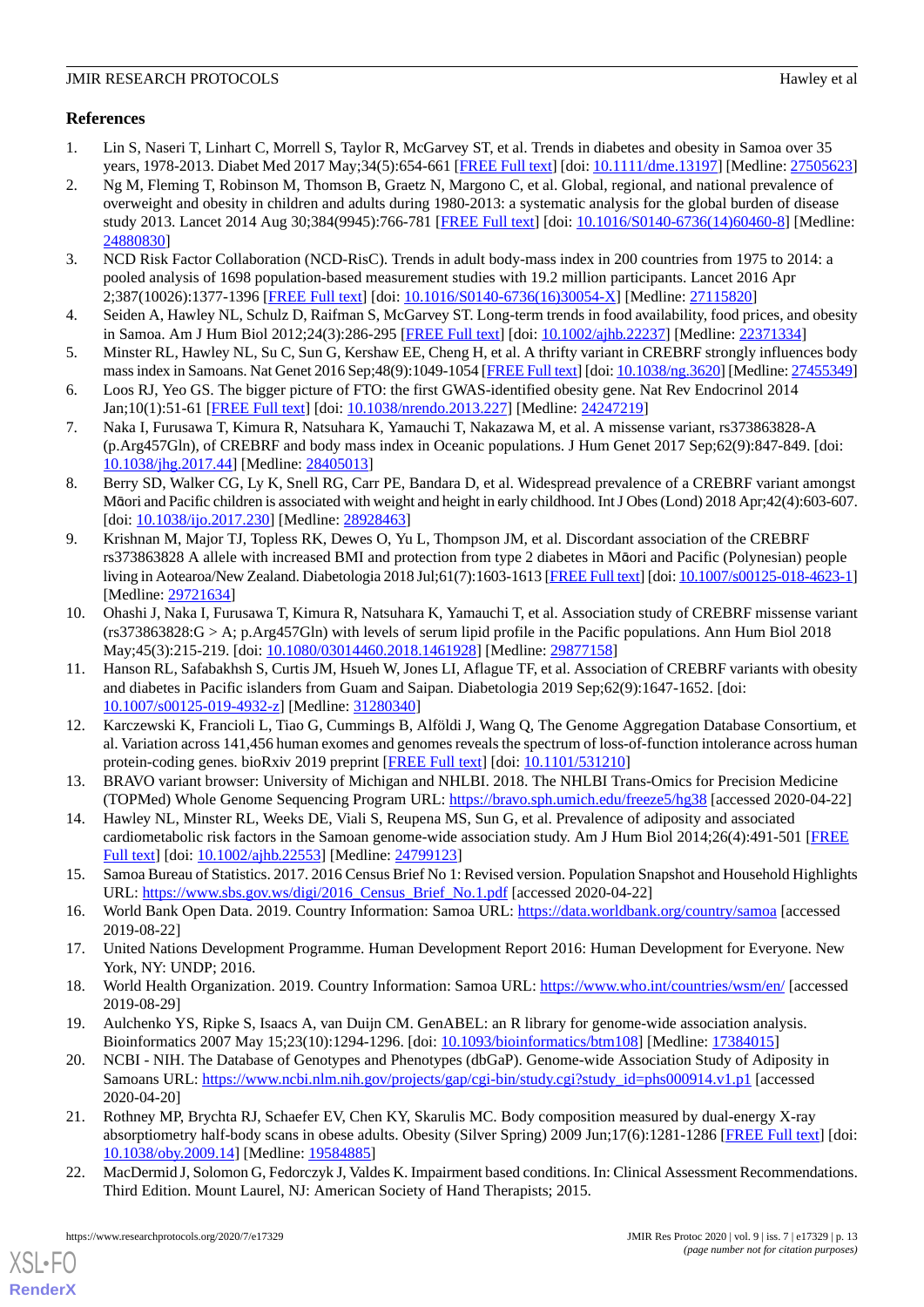## References

1. Lin S, Naseri T, Linhart C, Morrell S, Taylor R, McGarvey ST, et al. Trends in diabetes and obesity in Samoa over 35 years, 1978-2013. Diabet Med 2017 May;34(5):654-661 [FREE Full text] [doi: 10.1111/dme.13197] [Medline: 27505623]
2. Ng M, Fleming T, Robinson M, Thomson B, Graetz N, Margono C, et al. Global, regional, and national prevalence of overweight and obesity in children and adults during 1980-2013: a systematic analysis for the global burden of disease study 2013. Lancet 2014 Aug 30;384(9945):766-781 [FREE Full text] [doi: 10.1016/S0140-6736(14)60460-8] [Medline: 24880830]
3. NCD Risk Factor Collaboration (NCD-RisC). Trends in adult body-mass index in 200 countries from 1975 to 2014: a pooled analysis of 1698 population-based measurement studies with 19.2 million participants. Lancet 2016 Apr 2;387(10026):1377-1396 [FREE Full text] [doi: 10.1016/S0140-6736(16)30054-X] [Medline: 27115820]
4. Seiden A, Hawley NL, Schulz D, Raifman S, McGarvey ST. Long-term trends in food availability, food prices, and obesity in Samoa. Am J Hum Biol 2012;24(3):286-295 [FREE Full text] [doi: 10.1002/ajhb.22237] [Medline: 22371334]
5. Minster RL, Hawley NL, Su C, Sun G, Kershaw EE, Cheng H, et al. A thrifty variant in CREBRF strongly influences body mass index in Samoans. Nat Genet 2016 Sep;48(9):1049-1054 [FREE Full text] [doi: 10.1038/ng.3620] [Medline: 27455349]
6. Loos RJ, Yeo GS. The bigger picture of FTO: the first GWAS-identified obesity gene. Nat Rev Endocrinol 2014 Jan;10(1):51-61 [FREE Full text] [doi: 10.1038/nrendo.2013.227] [Medline: 24247219]
7. Naka I, Furusawa T, Kimura R, Natsuhara K, Yamauchi T, Nakazawa M, et al. A missense variant, rs373863828-A (p.Arg457Gln), of CREBRF and body mass index in Oceanic populations. J Hum Genet 2017 Sep;62(9):847-849. [doi: 10.1038/jhg.2017.44] [Medline: 28405013]
8. Berry SD, Walker CG, Ly K, Snell RG, Carr PE, Bandara D, et al. Widespread prevalence of a CREBRF variant amongst Māori and Pacific children is associated with weight and height in early childhood. Int J Obes (Lond) 2018 Apr;42(4):603-607. [doi: 10.1038/ijo.2017.230] [Medline: 28928463]
9. Krishnan M, Major TJ, Topless RK, Dewes O, Yu L, Thompson JM, et al. Discordant association of the CREBRF rs373863828 A allele with increased BMI and protection from type 2 diabetes in Māori and Pacific (Polynesian) people living in Aotearoa/New Zealand. Diabetologia 2018 Jul;61(7):1603-1613 [FREE Full text] [doi: 10.1007/s00125-018-4623-1] [Medline: 29721634]
10. Ohashi J, Naka I, Furusawa T, Kimura R, Natsuhara K, Yamauchi T, et al. Association study of CREBRF missense variant (rs373863828:G > A; p.Arg457Gln) with levels of serum lipid profile in the Pacific populations. Ann Hum Biol 2018 May;45(3):215-219. [doi: 10.1080/03014460.2018.1461928] [Medline: 29877158]
11. Hanson RL, Safabakhsh S, Curtis JM, Hsueh W, Jones LI, Aflague TF, et al. Association of CREBRF variants with obesity and diabetes in Pacific islanders from Guam and Saipan. Diabetologia 2019 Sep;62(9):1647-1652. [doi: 10.1007/s00125-019-4932-z] [Medline: 31280340]
12. Karczewski K, Francioli L, Tiao G, Cummings B, Alföldi J, Wang Q, The Genome Aggregation Database Consortium, et al. Variation across 141,456 human exomes and genomes reveals the spectrum of loss-of-function intolerance across human protein-coding genes. bioRxiv 2019 preprint [FREE Full text] [doi: 10.1101/531210]
13. BRAVO variant browser: University of Michigan and NHLBI. 2018. The NHLBI Trans-Omics for Precision Medicine (TOPMed) Whole Genome Sequencing Program URL: https://bravo.sph.umich.edu/freeze5/hg38 [accessed 2020-04-22]
14. Hawley NL, Minster RL, Weeks DE, Viali S, Reupena MS, Sun G, et al. Prevalence of adiposity and associated cardiometabolic risk factors in the Samoan genome-wide association study. Am J Hum Biol 2014;26(4):491-501 [FREE Full text] [doi: 10.1002/ajhb.22553] [Medline: 24799123]
15. Samoa Bureau of Statistics. 2017. 2016 Census Brief No 1: Revised version. Population Snapshot and Household Highlights URL: https://www.sbs.gov.ws/digi/2016_Census_Brief_No.1.pdf [accessed 2020-04-22]
16. World Bank Open Data. 2019. Country Information: Samoa URL: https://data.worldbank.org/country/samoa [accessed 2019-08-22]
17. United Nations Development Programme. Human Development Report 2016: Human Development for Everyone. New York, NY: UNDP; 2016.
18. World Health Organization. 2019. Country Information: Samoa URL: https://www.who.int/countries/wsm/en/ [accessed 2019-08-29]
19. Aulchenko YS, Ripke S, Isaacs A, van Duijn CM. GenABEL: an R library for genome-wide association analysis. Bioinformatics 2007 May 15;23(10):1294-1296. [doi: 10.1093/bioinformatics/btm108] [Medline: 17384015]
20. NCBI - NIH. The Database of Genotypes and Phenotypes (dbGaP). Genome-wide Association Study of Adiposity in Samoans URL: https://www.ncbi.nlm.nih.gov/projects/gap/cgi-bin/study.cgi?study_id=phs000914.v1.p1 [accessed 2020-04-20]
21. Rothney MP, Brychta RJ, Schaefer EV, Chen KY, Skarulis MC. Body composition measured by dual-energy X-ray absorptiometry half-body scans in obese adults. Obesity (Silver Spring) 2009 Jun;17(6):1281-1286 [FREE Full text] [doi: 10.1038/oby.2009.14] [Medline: 19584885]
22. MacDermid J, Solomon G, Fedorczyk J, Valdes K. Impairment based conditions. In: Clinical Assessment Recommendations. Third Edition. Mount Laurel, NJ: American Society of Hand Therapists; 2015.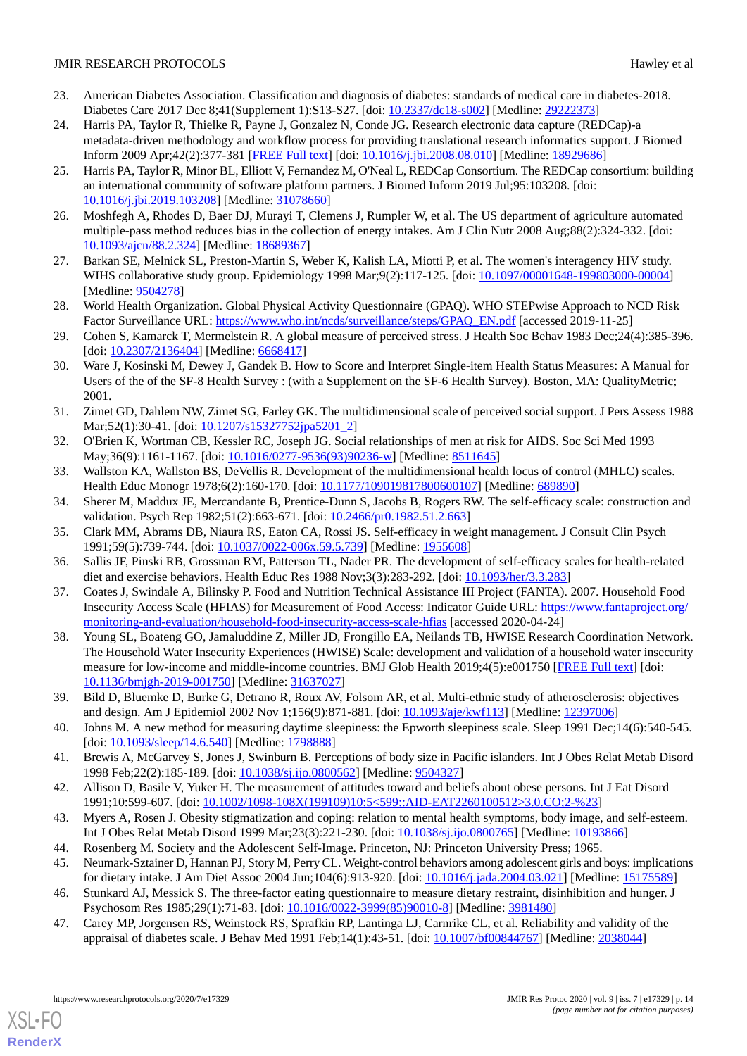23. American Diabetes Association. Classification and diagnosis of diabetes: standards of medical care in diabetes-2018. Diabetes Care 2017 Dec 8;41(Supplement 1):S13-S27. [doi: 10.2337/dc18-s002] [Medline: 29222373]
24. Harris PA, Taylor R, Thielke R, Payne J, Gonzalez N, Conde JG. Research electronic data capture (REDCap)-a metadata-driven methodology and workflow process for providing translational research informatics support. J Biomed Inform 2009 Apr;42(2):377-381 [FREE Full text] [doi: 10.1016/j.jbi.2008.08.010] [Medline: 18929686]
25. Harris PA, Taylor R, Minor BL, Elliott V, Fernandez M, O'Neal L, REDCap Consortium. The REDCap consortium: building an international community of software platform partners. J Biomed Inform 2019 Jul;95:103208. [doi: 10.1016/j.jbi.2019.103208] [Medline: 31078660]
26. Moshfegh A, Rhodes D, Baer DJ, Murayi T, Clemens J, Rumpler W, et al. The US department of agriculture automated multiple-pass method reduces bias in the collection of energy intakes. Am J Clin Nutr 2008 Aug;88(2):324-332. [doi: 10.1093/ajcn/88.2.324] [Medline: 18689367]
27. Barkan SE, Melnick SL, Preston-Martin S, Weber K, Kalish LA, Miotti P, et al. The women's interagency HIV study. WIHS collaborative study group. Epidemiology 1998 Mar;9(2):117-125. [doi: 10.1097/00001648-199803000-00004] [Medline: 9504278]
28. World Health Organization. Global Physical Activity Questionnaire (GPAQ). WHO STEPwise Approach to NCD Risk Factor Surveillance URL: https://www.who.int/ncds/surveillance/steps/GPAQ_EN.pdf [accessed 2019-11-25]
29. Cohen S, Kamarck T, Mermelstein R. A global measure of perceived stress. J Health Soc Behav 1983 Dec;24(4):385-396. [doi: 10.2307/2136404] [Medline: 6668417]
30. Ware J, Kosinski M, Dewey J, Gandek B. How to Score and Interpret Single-item Health Status Measures: A Manual for Users of the of the SF-8 Health Survey : (with a Supplement on the SF-6 Health Survey). Boston, MA: QualityMetric; 2001.
31. Zimet GD, Dahlem NW, Zimet SG, Farley GK. The multidimensional scale of perceived social support. J Pers Assess 1988 Mar;52(1):30-41. [doi: 10.1207/s15327752jpa5201_2]
32. O'Brien K, Wortman CB, Kessler RC, Joseph JG. Social relationships of men at risk for AIDS. Soc Sci Med 1993 May;36(9):1161-1167. [doi: 10.1016/0277-9536(93)90236-w] [Medline: 8511645]
33. Wallston KA, Wallston BS, DeVellis R. Development of the multidimensional health locus of control (MHLC) scales. Health Educ Monogr 1978;6(2):160-170. [doi: 10.1177/109019817800600107] [Medline: 689890]
34. Sherer M, Maddux JE, Mercandante B, Prentice-Dunn S, Jacobs B, Rogers RW. The self-efficacy scale: construction and validation. Psych Rep 1982;51(2):663-671. [doi: 10.2466/pr0.1982.51.2.663]
35. Clark MM, Abrams DB, Niaura RS, Eaton CA, Rossi JS. Self-efficacy in weight management. J Consult Clin Psych 1991;59(5):739-744. [doi: 10.1037/0022-006x.59.5.739] [Medline: 1955608]
36. Sallis JF, Pinski RB, Grossman RM, Patterson TL, Nader PR. The development of self-efficacy scales for health-related diet and exercise behaviors. Health Educ Res 1988 Nov;3(3):283-292. [doi: 10.1093/her/3.3.283]
37. Coates J, Swindale A, Bilinsky P. Food and Nutrition Technical Assistance III Project (FANTA). 2007. Household Food Insecurity Access Scale (HFIAS) for Measurement of Food Access: Indicator Guide URL: https://www.fantaproject.org/monitoring-and-evaluation/household-food-insecurity-access-scale-hfias [accessed 2020-04-24]
38. Young SL, Boateng GO, Jamaluddine Z, Miller JD, Frongillo EA, Neilands TB, HWISE Research Coordination Network. The Household Water Insecurity Experiences (HWISE) Scale: development and validation of a household water insecurity measure for low-income and middle-income countries. BMJ Glob Health 2019;4(5):e001750 [FREE Full text] [doi: 10.1136/bmjgh-2019-001750] [Medline: 31637027]
39. Bild D, Bluemke D, Burke G, Detrano R, Roux AV, Folsom AR, et al. Multi-ethnic study of atherosclerosis: objectives and design. Am J Epidemiol 2002 Nov 1;156(9):871-881. [doi: 10.1093/aje/kwf113] [Medline: 12397006]
40. Johns M. A new method for measuring daytime sleepiness: the Epworth sleepiness scale. Sleep 1991 Dec;14(6):540-545. [doi: 10.1093/sleep/14.6.540] [Medline: 1798888]
41. Brewis A, McGarvey S, Jones J, Swinburn B. Perceptions of body size in Pacific islanders. Int J Obes Relat Metab Disord 1998 Feb;22(2):185-189. [doi: 10.1038/sj.ijo.0800562] [Medline: 9504327]
42. Allison D, Basile V, Yuker H. The measurement of attitudes toward and beliefs about obese persons. Int J Eat Disord 1991;10:599-607. [doi: 10.1002/1098-108X(199109)10:5<599::AID-EAT2260100512>3.0.CO;2-%23]
43. Myers A, Rosen J. Obesity stigmatization and coping: relation to mental health symptoms, body image, and self-esteem. Int J Obes Relat Metab Disord 1999 Mar;23(3):221-230. [doi: 10.1038/sj.ijo.0800765] [Medline: 10193866]
44. Rosenberg M. Society and the Adolescent Self-Image. Princeton, NJ: Princeton University Press; 1965.
45. Neumark-Sztainer D, Hannan PJ, Story M, Perry CL. Weight-control behaviors among adolescent girls and boys: implications for dietary intake. J Am Diet Assoc 2004 Jun;104(6):913-920. [doi: 10.1016/j.jada.2004.03.021] [Medline: 15175589]
46. Stunkard AJ, Messick S. The three-factor eating questionnaire to measure dietary restraint, disinhibition and hunger. J Psychosom Res 1985;29(1):71-83. [doi: 10.1016/0022-3999(85)90010-8] [Medline: 3981480]
47. Carey MP, Jorgensen RS, Weinstock RS, Sprafkin RP, Lantinga LJ, Carnrike CL, et al. Reliability and validity of the appraisal of diabetes scale. J Behav Med 1991 Feb;14(1):43-51. [doi: 10.1007/bf00844767] [Medline: 2038044]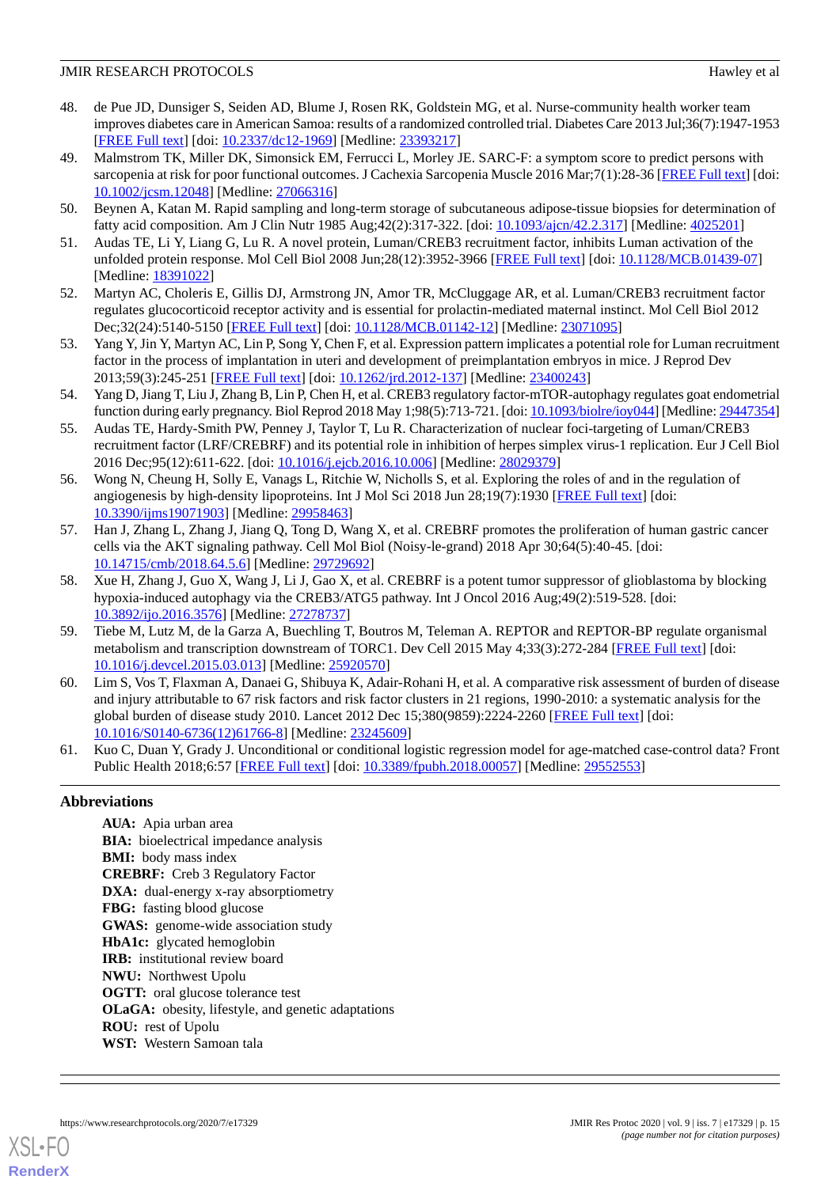48. de Pue JD, Dunsiger S, Seiden AD, Blume J, Rosen RK, Goldstein MG, et al. Nurse-community health worker team improves diabetes care in American Samoa: results of a randomized controlled trial. Diabetes Care 2013 Jul;36(7):1947-1953 [FREE Full text] [doi: 10.2337/dc12-1969] [Medline: 23393217]
49. Malmstrom TK, Miller DK, Simonsick EM, Ferrucci L, Morley JE. SARC-F: a symptom score to predict persons with sarcopenia at risk for poor functional outcomes. J Cachexia Sarcopenia Muscle 2016 Mar;7(1):28-36 [FREE Full text] [doi: 10.1002/jcsm.12048] [Medline: 27066316]
50. Beynen A, Katan M. Rapid sampling and long-term storage of subcutaneous adipose-tissue biopsies for determination of fatty acid composition. Am J Clin Nutr 1985 Aug;42(2):317-322. [doi: 10.1093/ajcn/42.2.317] [Medline: 4025201]
51. Audas TE, Li Y, Liang G, Lu R. A novel protein, Luman/CREB3 recruitment factor, inhibits Luman activation of the unfolded protein response. Mol Cell Biol 2008 Jun;28(12):3952-3966 [FREE Full text] [doi: 10.1128/MCB.01439-07] [Medline: 18391022]
52. Martyn AC, Choleris E, Gillis DJ, Armstrong JN, Amor TR, McCluggage AR, et al. Luman/CREB3 recruitment factor regulates glucocorticoid receptor activity and is essential for prolactin-mediated maternal instinct. Mol Cell Biol 2012 Dec;32(24):5140-5150 [FREE Full text] [doi: 10.1128/MCB.01142-12] [Medline: 23071095]
53. Yang Y, Jin Y, Martyn AC, Lin P, Song Y, Chen F, et al. Expression pattern implicates a potential role for Luman recruitment factor in the process of implantation in uteri and development of preimplantation embryos in mice. J Reprod Dev 2013;59(3):245-251 [FREE Full text] [doi: 10.1262/jrd.2012-137] [Medline: 23400243]
54. Yang D, Jiang T, Liu J, Zhang B, Lin P, Chen H, et al. CREB3 regulatory factor-mTOR-autophagy regulates goat endometrial function during early pregnancy. Biol Reprod 2018 May 1;98(5):713-721. [doi: 10.1093/biolre/ioy044] [Medline: 29447354]
55. Audas TE, Hardy-Smith PW, Penney J, Taylor T, Lu R. Characterization of nuclear foci-targeting of Luman/CREB3 recruitment factor (LRF/CREBRF) and its potential role in inhibition of herpes simplex virus-1 replication. Eur J Cell Biol 2016 Dec;95(12):611-622. [doi: 10.1016/j.ejcb.2016.10.006] [Medline: 28029379]
56. Wong N, Cheung H, Solly E, Vanags L, Ritchie W, Nicholls S, et al. Exploring the roles of and in the regulation of angiogenesis by high-density lipoproteins. Int J Mol Sci 2018 Jun 28;19(7):1930 [FREE Full text] [doi: 10.3390/ijms19071903] [Medline: 29958463]
57. Han J, Zhang L, Zhang J, Jiang Q, Tong D, Wang X, et al. CREBRF promotes the proliferation of human gastric cancer cells via the AKT signaling pathway. Cell Mol Biol (Noisy-le-grand) 2018 Apr 30;64(5):40-45. [doi: 10.14715/cmb/2018.64.5.6] [Medline: 29729692]
58. Xue H, Zhang J, Guo X, Wang J, Li J, Gao X, et al. CREBRF is a potent tumor suppressor of glioblastoma by blocking hypoxia-induced autophagy via the CREB3/ATG5 pathway. Int J Oncol 2016 Aug;49(2):519-528. [doi: 10.3892/ijo.2016.3576] [Medline: 27278737]
59. Tiebe M, Lutz M, de la Garza A, Buechling T, Boutros M, Teleman A. REPTOR and REPTOR-BP regulate organismal metabolism and transcription downstream of TORC1. Dev Cell 2015 May 4;33(3):272-284 [FREE Full text] [doi: 10.1016/j.devcel.2015.03.013] [Medline: 25920570]
60. Lim S, Vos T, Flaxman A, Danaei G, Shibuya K, Adair-Rohani H, et al. A comparative risk assessment of burden of disease and injury attributable to 67 risk factors and risk factor clusters in 21 regions, 1990-2010: a systematic analysis for the global burden of disease study 2010. Lancet 2012 Dec 15;380(9859):2224-2260 [FREE Full text] [doi: 10.1016/S0140-6736(12)61766-8] [Medline: 23245609]
61. Kuo C, Duan Y, Grady J. Unconditional or conditional logistic regression model for age-matched case-control data? Front Public Health 2018;6:57 [FREE Full text] [doi: 10.3389/fpubh.2018.00057] [Medline: 29552553]

## Abbreviations

**AUA:** Apia urban area
**BIA:** bioelectrical impedance analysis
**BMI:** body mass index
**CREBRF:** Creb 3 Regulatory Factor
**DXA:** dual-energy x-ray absorptiometry
**FBG:** fasting blood glucose
**GWAS:** genome-wide association study
**HbA1c:** glycated hemoglobin
**IRB:** institutional review board
**NWU:** Northwest Upolu
**OGTT:** oral glucose tolerance test
**OLaGA:** obesity, lifestyle, and genetic adaptations
**ROU:** rest of Upolu
**WST:** Western Samoan tala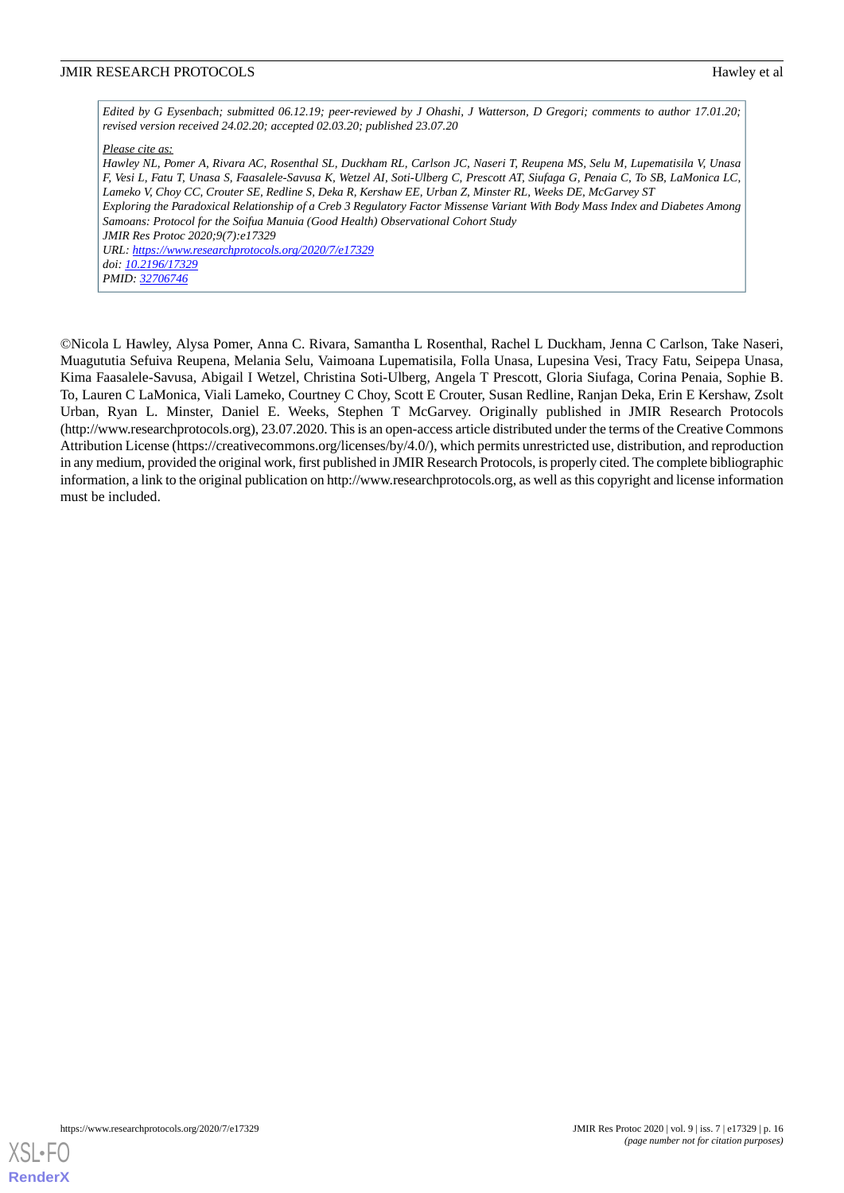*Edited by G Eysenbach; submitted 06.12.19; peer-reviewed by J Ohashi, J Watterson, D Gregori; comments to author 17.01.20; revised version received 24.02.20; accepted 02.03.20; published 23.07.20*

*Please cite as:*
*Hawley NL, Pomer A, Rivara AC, Rosenthal SL, Duckham RL, Carlson JC, Naseri T, Reupena MS, Selu M, Lupematisila V, Unasa F, Vesi L, Fatu T, Unasa S, Faasalele-Savusa K, Wetzel AI, Soti-Ulberg C, Prescott AT, Siufaga G, Penaia C, To SB, LaMonica LC, Lameko V, Choy CC, Crouter SE, Redline S, Deka R, Kershaw EE, Urban Z, Minster RL, Weeks DE, McGarvey ST*
*Exploring the Paradoxical Relationship of a Creb 3 Regulatory Factor Missense Variant With Body Mass Index and Diabetes Among Samoans: Protocol for the Soifua Manuia (Good Health) Observational Cohort Study*
*JMIR Res Protoc 2020;9(7):e17329*
*URL: https://www.researchprotocols.org/2020/7/e17329*
*doi: 10.2196/17329*
*PMID: 32706746*

©Nicola L Hawley, Alysa Pomer, Anna C. Rivara, Samantha L Rosenthal, Rachel L Duckham, Jenna C Carlson, Take Naseri, Muagututia Sefuiva Reupena, Melania Selu, Vaimoana Lupematisila, Folla Unasa, Lupesina Vesi, Tracy Fatu, Seipepa Unasa, Kima Faasalele-Savusa, Abigail I Wetzel, Christina Soti-Ulberg, Angela T Prescott, Gloria Siufaga, Corina Penaia, Sophie B. To, Lauren C LaMonica, Viali Lameko, Courtney C Choy, Scott E Crouter, Susan Redline, Ranjan Deka, Erin E Kershaw, Zsolt Urban, Ryan L. Minster, Daniel E. Weeks, Stephen T McGarvey. Originally published in JMIR Research Protocols (http://www.researchprotocols.org), 23.07.2020. This is an open-access article distributed under the terms of the Creative Commons Attribution License (https://creativecommons.org/licenses/by/4.0/), which permits unrestricted use, distribution, and reproduction in any medium, provided the original work, first published in JMIR Research Protocols, is properly cited. The complete bibliographic information, a link to the original publication on http://www.researchprotocols.org, as well as this copyright and license information must be included.